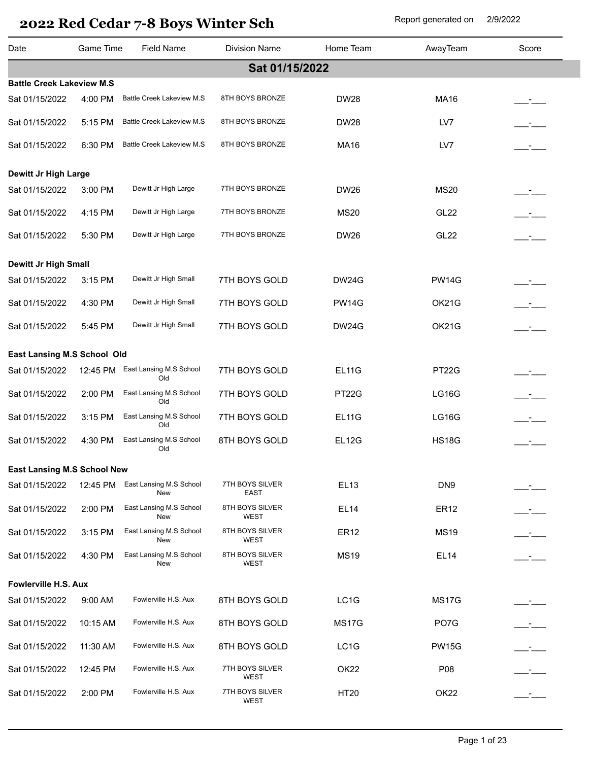# 2022 Red Cedar 7-8 Boys Winter Sch

Report generated on 2/9/2022

| Date | Game Time | Field Name | Division Name | Home Team | AwayTeam | Score |
|---|---|---|---|---|---|---|
| **Sat 01/15/2022** | | | | | | |
| **Battle Creek Lakeview M.S** | | | | | | |
| Sat 01/15/2022 | 4:00 PM | Battle Creek Lakeview M.S | 8TH BOYS BRONZE | DW28 | MA16 | ___-___ |
| Sat 01/15/2022 | 5:15 PM | Battle Creek Lakeview M.S | 8TH BOYS BRONZE | DW28 | LV7 | ___-___ |
| Sat 01/15/2022 | 6:30 PM | Battle Creek Lakeview M.S | 8TH BOYS BRONZE | MA16 | LV7 | ___-___ |
| **Dewitt Jr High Large** | | | | | | |
| Sat 01/15/2022 | 3:00 PM | Dewitt Jr High Large | 7TH BOYS BRONZE | DW26 | MS20 | ___-___ |
| Sat 01/15/2022 | 4:15 PM | Dewitt Jr High Large | 7TH BOYS BRONZE | MS20 | GL22 | ___-___ |
| Sat 01/15/2022 | 5:30 PM | Dewitt Jr High Large | 7TH BOYS BRONZE | DW26 | GL22 | ___-___ |
| **Dewitt Jr High Small** | | | | | | |
| Sat 01/15/2022 | 3:15 PM | Dewitt Jr High Small | 7TH BOYS GOLD | DW24G | PW14G | ___-___ |
| Sat 01/15/2022 | 4:30 PM | Dewitt Jr High Small | 7TH BOYS GOLD | PW14G | OK21G | ___-___ |
| Sat 01/15/2022 | 5:45 PM | Dewitt Jr High Small | 7TH BOYS GOLD | DW24G | OK21G | ___-___ |
| **East Lansing M.S School Old** | | | | | | |
| Sat 01/15/2022 | 12:45 PM | East Lansing M.S School Old | 7TH BOYS GOLD | EL11G | PT22G | ___-___ |
| Sat 01/15/2022 | 2:00 PM | East Lansing M.S School Old | 7TH BOYS GOLD | PT22G | LG16G | ___-___ |
| Sat 01/15/2022 | 3:15 PM | East Lansing M.S School Old | 7TH BOYS GOLD | EL11G | LG16G | ___-___ |
| Sat 01/15/2022 | 4:30 PM | East Lansing M.S School Old | 8TH BOYS GOLD | EL12G | HS18G | ___-___ |
| **East Lansing M.S School New** | | | | | | |
| Sat 01/15/2022 | 12:45 PM | East Lansing M.S School New | 7TH BOYS SILVER EAST | EL13 | DN9 | ___-___ |
| Sat 01/15/2022 | 2:00 PM | East Lansing M.S School New | 8TH BOYS SILVER WEST | EL14 | ER12 | ___-___ |
| Sat 01/15/2022 | 3:15 PM | East Lansing M.S School New | 8TH BOYS SILVER WEST | ER12 | MS19 | ___-___ |
| Sat 01/15/2022 | 4:30 PM | East Lansing M.S School New | 8TH BOYS SILVER WEST | MS19 | EL14 | ___-___ |
| **Fowlerville H.S. Aux** | | | | | | |
| Sat 01/15/2022 | 9:00 AM | Fowlerville H.S. Aux | 8TH BOYS GOLD | LC1G | MS17G | ___-___ |
| Sat 01/15/2022 | 10:15 AM | Fowlerville H.S. Aux | 8TH BOYS GOLD | MS17G | PO7G | ___-___ |
| Sat 01/15/2022 | 11:30 AM | Fowlerville H.S. Aux | 8TH BOYS GOLD | LC1G | PW15G | ___-___ |
| Sat 01/15/2022 | 12:45 PM | Fowlerville H.S. Aux | 7TH BOYS SILVER WEST | OK22 | P08 | ___-___ |
| Sat 01/15/2022 | 2:00 PM | Fowlerville H.S. Aux | 7TH BOYS SILVER WEST | HT20 | OK22 | ___-___ |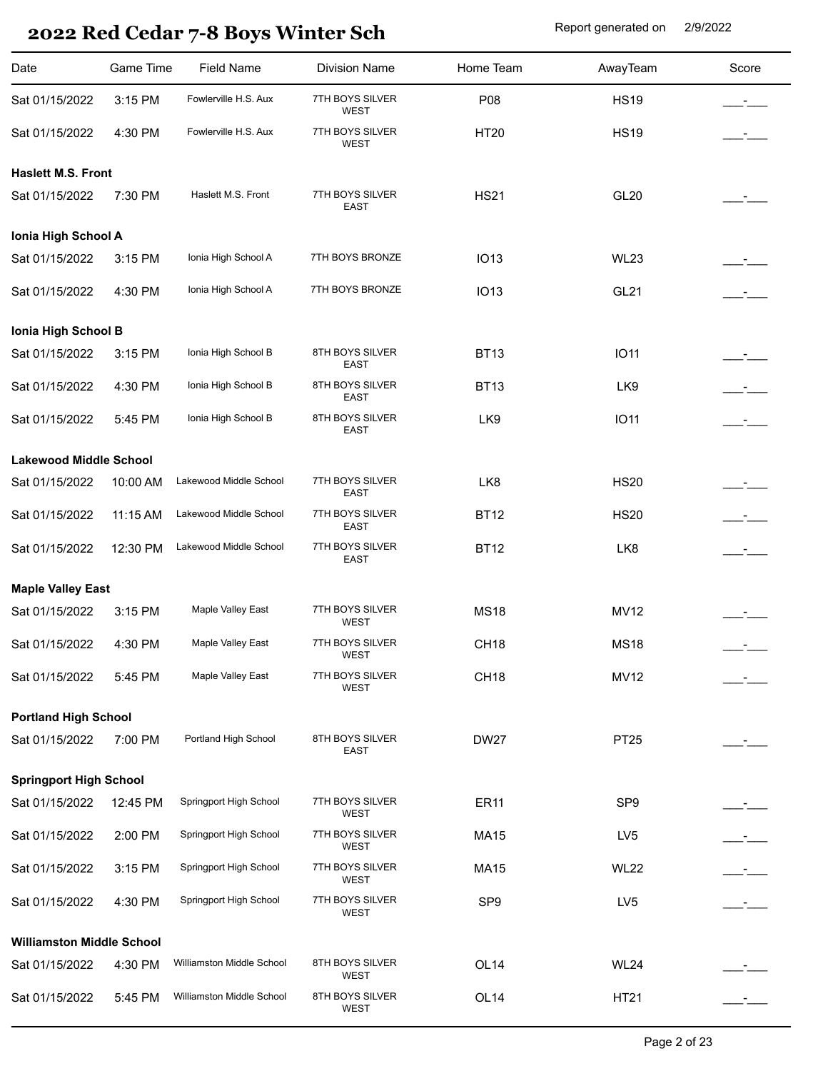# 2022 Red Cedar 7-8 Boys Winter Sch

Report generated on 2/9/2022

| Date | Game Time | Field Name | Division Name | Home Team | AwayTeam | Score |
|---|---|---|---|---|---|---|
| Sat 01/15/2022 | 3:15 PM | Fowlerville H.S. Aux | 7TH BOYS SILVER WEST | P08 | HS19 | ___-___ |
| Sat 01/15/2022 | 4:30 PM | Fowlerville H.S. Aux | 7TH BOYS SILVER WEST | HT20 | HS19 | ___-___ |
| **Haslett M.S. Front** | | | | | | |
| Sat 01/15/2022 | 7:30 PM | Haslett M.S. Front | 7TH BOYS SILVER EAST | HS21 | GL20 | ___-___ |
| **Ionia High School A** | | | | | | |
| Sat 01/15/2022 | 3:15 PM | Ionia High School A | 7TH BOYS BRONZE | IO13 | WL23 | ___-___ |
| Sat 01/15/2022 | 4:30 PM | Ionia High School A | 7TH BOYS BRONZE | IO13 | GL21 | ___-___ |
| **Ionia High School B** | | | | | | |
| Sat 01/15/2022 | 3:15 PM | Ionia High School B | 8TH BOYS SILVER EAST | BT13 | IO11 | ___-___ |
| Sat 01/15/2022 | 4:30 PM | Ionia High School B | 8TH BOYS SILVER EAST | BT13 | LK9 | ___-___ |
| Sat 01/15/2022 | 5:45 PM | Ionia High School B | 8TH BOYS SILVER EAST | LK9 | IO11 | ___-___ |
| **Lakewood Middle School** | | | | | | |
| Sat 01/15/2022 | 10:00 AM | Lakewood Middle School | 7TH BOYS SILVER EAST | LK8 | HS20 | ___-___ |
| Sat 01/15/2022 | 11:15 AM | Lakewood Middle School | 7TH BOYS SILVER EAST | BT12 | HS20 | ___-___ |
| Sat 01/15/2022 | 12:30 PM | Lakewood Middle School | 7TH BOYS SILVER EAST | BT12 | LK8 | ___-___ |
| **Maple Valley East** | | | | | | |
| Sat 01/15/2022 | 3:15 PM | Maple Valley East | 7TH BOYS SILVER WEST | MS18 | MV12 | ___-___ |
| Sat 01/15/2022 | 4:30 PM | Maple Valley East | 7TH BOYS SILVER WEST | CH18 | MS18 | ___-___ |
| Sat 01/15/2022 | 5:45 PM | Maple Valley East | 7TH BOYS SILVER WEST | CH18 | MV12 | ___-___ |
| **Portland High School** | | | | | | |
| Sat 01/15/2022 | 7:00 PM | Portland High School | 8TH BOYS SILVER EAST | DW27 | PT25 | ___-___ |
| **Springport High School** | | | | | | |
| Sat 01/15/2022 | 12:45 PM | Springport High School | 7TH BOYS SILVER WEST | ER11 | SP9 | ___-___ |
| Sat 01/15/2022 | 2:00 PM | Springport High School | 7TH BOYS SILVER WEST | MA15 | LV5 | ___-___ |
| Sat 01/15/2022 | 3:15 PM | Springport High School | 7TH BOYS SILVER WEST | MA15 | WL22 | ___-___ |
| Sat 01/15/2022 | 4:30 PM | Springport High School | 7TH BOYS SILVER WEST | SP9 | LV5 | ___-___ |
| **Williamston Middle School** | | | | | | |
| Sat 01/15/2022 | 4:30 PM | Williamston Middle School | 8TH BOYS SILVER WEST | OL14 | WL24 | ___-___ |
| Sat 01/15/2022 | 5:45 PM | Williamston Middle School | 8TH BOYS SILVER WEST | OL14 | HT21 | ___-___ |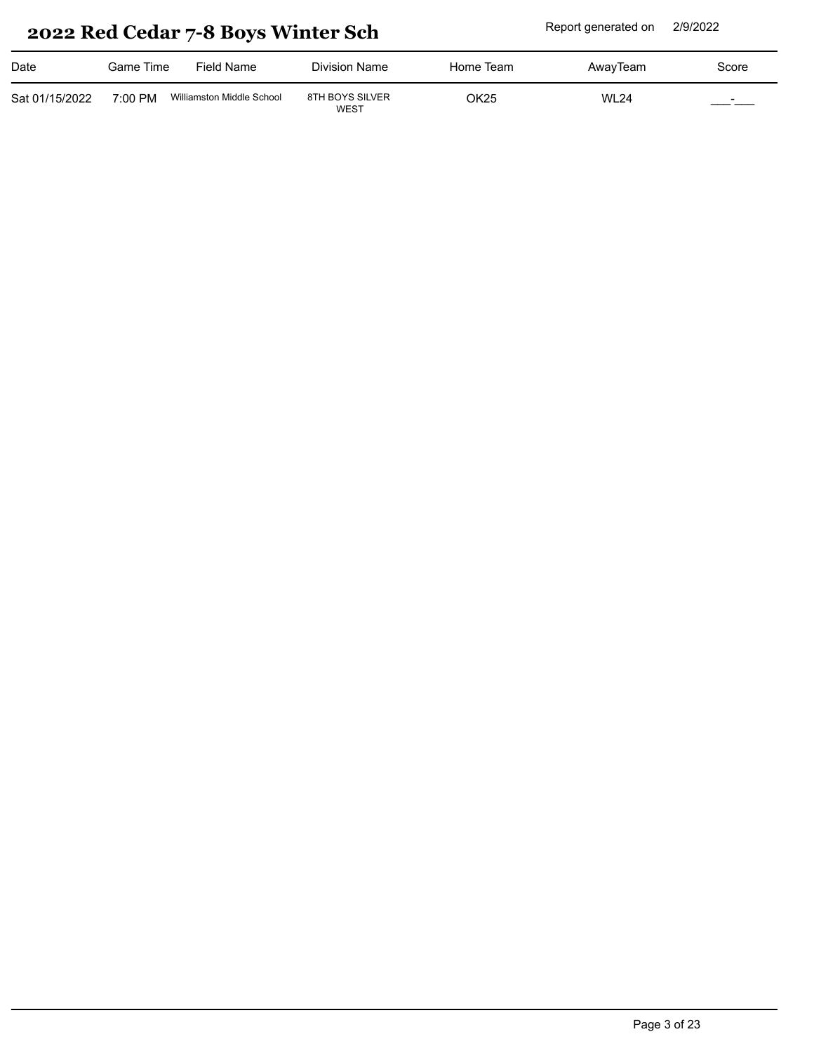# 2022 Red Cedar 7-8 Boys Winter Sch

Report generated on 2/9/2022

| Date | Game Time | Field Name | Division Name | Home Team | AwayTeam | Score |
|---|---|---|---|---|---|---|
| Sat 01/15/2022 | 7:00 PM | Williamston Middle School | 8TH BOYS SILVER WEST | OK25 | WL24 | ___-___ |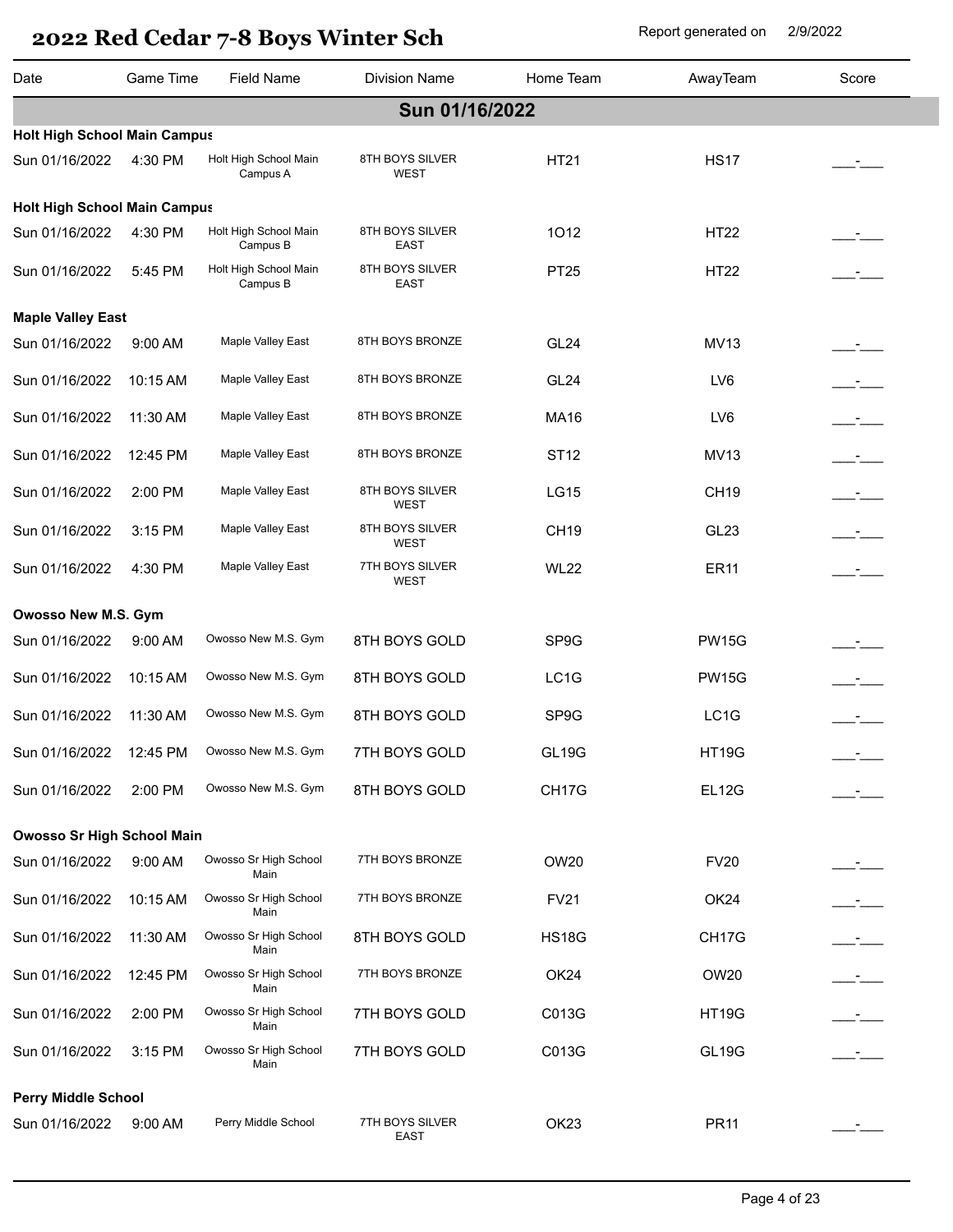# 2022 Red Cedar 7-8 Boys Winter Sch

Report generated on 2/9/2022

| Date | Game Time | Field Name | Division Name | Home Team | AwayTeam | Score |
|---|---|---|---|---|---|---|
| **Sun 01/16/2022** | | | | | | |
| **Holt High School Main Campus** | | | | | | |
| Sun 01/16/2022 | 4:30 PM | Holt High School Main Campus A | 8TH BOYS SILVER WEST | HT21 | HS17 | ___-___ |
| **Holt High School Main Campus** | | | | | | |
| Sun 01/16/2022 | 4:30 PM | Holt High School Main Campus B | 8TH BOYS SILVER EAST | 1O12 | HT22 | ___-___ |
| Sun 01/16/2022 | 5:45 PM | Holt High School Main Campus B | 8TH BOYS SILVER EAST | PT25 | HT22 | ___-___ |
| **Maple Valley East** | | | | | | |
| Sun 01/16/2022 | 9:00 AM | Maple Valley East | 8TH BOYS BRONZE | GL24 | MV13 | ___-___ |
| Sun 01/16/2022 | 10:15 AM | Maple Valley East | 8TH BOYS BRONZE | GL24 | LV6 | ___-___ |
| Sun 01/16/2022 | 11:30 AM | Maple Valley East | 8TH BOYS BRONZE | MA16 | LV6 | ___-___ |
| Sun 01/16/2022 | 12:45 PM | Maple Valley East | 8TH BOYS BRONZE | ST12 | MV13 | ___-___ |
| Sun 01/16/2022 | 2:00 PM | Maple Valley East | 8TH BOYS SILVER WEST | LG15 | CH19 | ___-___ |
| Sun 01/16/2022 | 3:15 PM | Maple Valley East | 8TH BOYS SILVER WEST | CH19 | GL23 | ___-___ |
| Sun 01/16/2022 | 4:30 PM | Maple Valley East | 7TH BOYS SILVER WEST | WL22 | ER11 | ___-___ |
| **Owosso New M.S. Gym** | | | | | | |
| Sun 01/16/2022 | 9:00 AM | Owosso New M.S. Gym | 8TH BOYS GOLD | SP9G | PW15G | ___-___ |
| Sun 01/16/2022 | 10:15 AM | Owosso New M.S. Gym | 8TH BOYS GOLD | LC1G | PW15G | ___-___ |
| Sun 01/16/2022 | 11:30 AM | Owosso New M.S. Gym | 8TH BOYS GOLD | SP9G | LC1G | ___-___ |
| Sun 01/16/2022 | 12:45 PM | Owosso New M.S. Gym | 7TH BOYS GOLD | GL19G | HT19G | ___-___ |
| Sun 01/16/2022 | 2:00 PM | Owosso New M.S. Gym | 8TH BOYS GOLD | CH17G | EL12G | ___-___ |
| **Owosso Sr High School Main** | | | | | | |
| Sun 01/16/2022 | 9:00 AM | Owosso Sr High School Main | 7TH BOYS BRONZE | OW20 | FV20 | ___-___ |
| Sun 01/16/2022 | 10:15 AM | Owosso Sr High School Main | 7TH BOYS BRONZE | FV21 | OK24 | ___-___ |
| Sun 01/16/2022 | 11:30 AM | Owosso Sr High School Main | 8TH BOYS GOLD | HS18G | CH17G | ___-___ |
| Sun 01/16/2022 | 12:45 PM | Owosso Sr High School Main | 7TH BOYS BRONZE | OK24 | OW20 | ___-___ |
| Sun 01/16/2022 | 2:00 PM | Owosso Sr High School Main | 7TH BOYS GOLD | C013G | HT19G | ___-___ |
| Sun 01/16/2022 | 3:15 PM | Owosso Sr High School Main | 7TH BOYS GOLD | C013G | GL19G | ___-___ |
| **Perry Middle School** | | | | | | |
| Sun 01/16/2022 | 9:00 AM | Perry Middle School | 7TH BOYS SILVER EAST | OK23 | PR11 | ___-___ |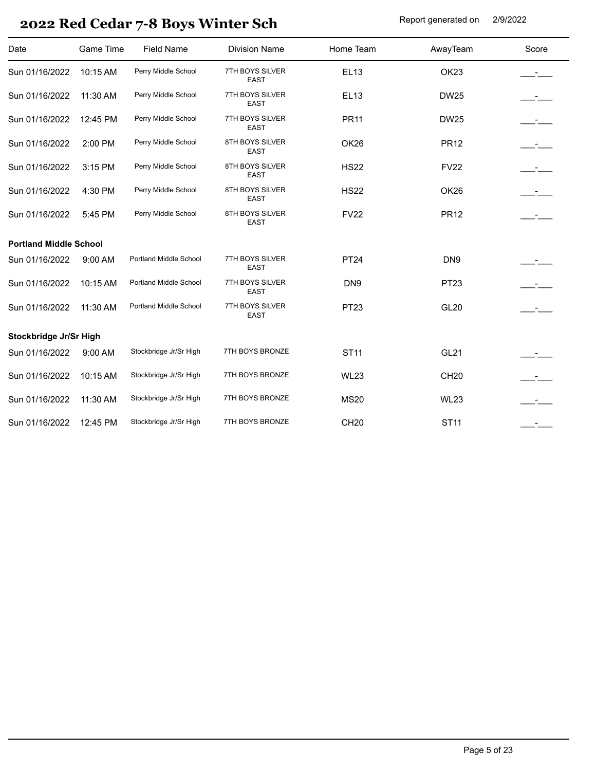# 2022 Red Cedar 7-8 Boys Winter Sch

Report generated on 2/9/2022

| Date | Game Time | Field Name | Division Name | Home Team | AwayTeam | Score |
|---|---|---|---|---|---|---|
| Sun 01/16/2022 | 10:15 AM | Perry Middle School | 7TH BOYS SILVER EAST | EL13 | OK23 | ___-___ |
| Sun 01/16/2022 | 11:30 AM | Perry Middle School | 7TH BOYS SILVER EAST | EL13 | DW25 | ___-___ |
| Sun 01/16/2022 | 12:45 PM | Perry Middle School | 7TH BOYS SILVER EAST | PR11 | DW25 | ___-___ |
| Sun 01/16/2022 | 2:00 PM | Perry Middle School | 8TH BOYS SILVER EAST | OK26 | PR12 | ___-___ |
| Sun 01/16/2022 | 3:15 PM | Perry Middle School | 8TH BOYS SILVER EAST | HS22 | FV22 | ___-___ |
| Sun 01/16/2022 | 4:30 PM | Perry Middle School | 8TH BOYS SILVER EAST | HS22 | OK26 | ___-___ |
| Sun 01/16/2022 | 5:45 PM | Perry Middle School | 8TH BOYS SILVER EAST | FV22 | PR12 | ___-___ |
| **Portland Middle School** | | | | | | |
| Sun 01/16/2022 | 9:00 AM | Portland Middle School | 7TH BOYS SILVER EAST | PT24 | DN9 | ___-___ |
| Sun 01/16/2022 | 10:15 AM | Portland Middle School | 7TH BOYS SILVER EAST | DN9 | PT23 | ___-___ |
| Sun 01/16/2022 | 11:30 AM | Portland Middle School | 7TH BOYS SILVER EAST | PT23 | GL20 | ___-___ |
| **Stockbridge Jr/Sr High** | | | | | | |
| Sun 01/16/2022 | 9:00 AM | Stockbridge Jr/Sr High | 7TH BOYS BRONZE | ST11 | GL21 | ___-___ |
| Sun 01/16/2022 | 10:15 AM | Stockbridge Jr/Sr High | 7TH BOYS BRONZE | WL23 | CH20 | ___-___ |
| Sun 01/16/2022 | 11:30 AM | Stockbridge Jr/Sr High | 7TH BOYS BRONZE | MS20 | WL23 | ___-___ |
| Sun 01/16/2022 | 12:45 PM | Stockbridge Jr/Sr High | 7TH BOYS BRONZE | CH20 | ST11 | ___-___ |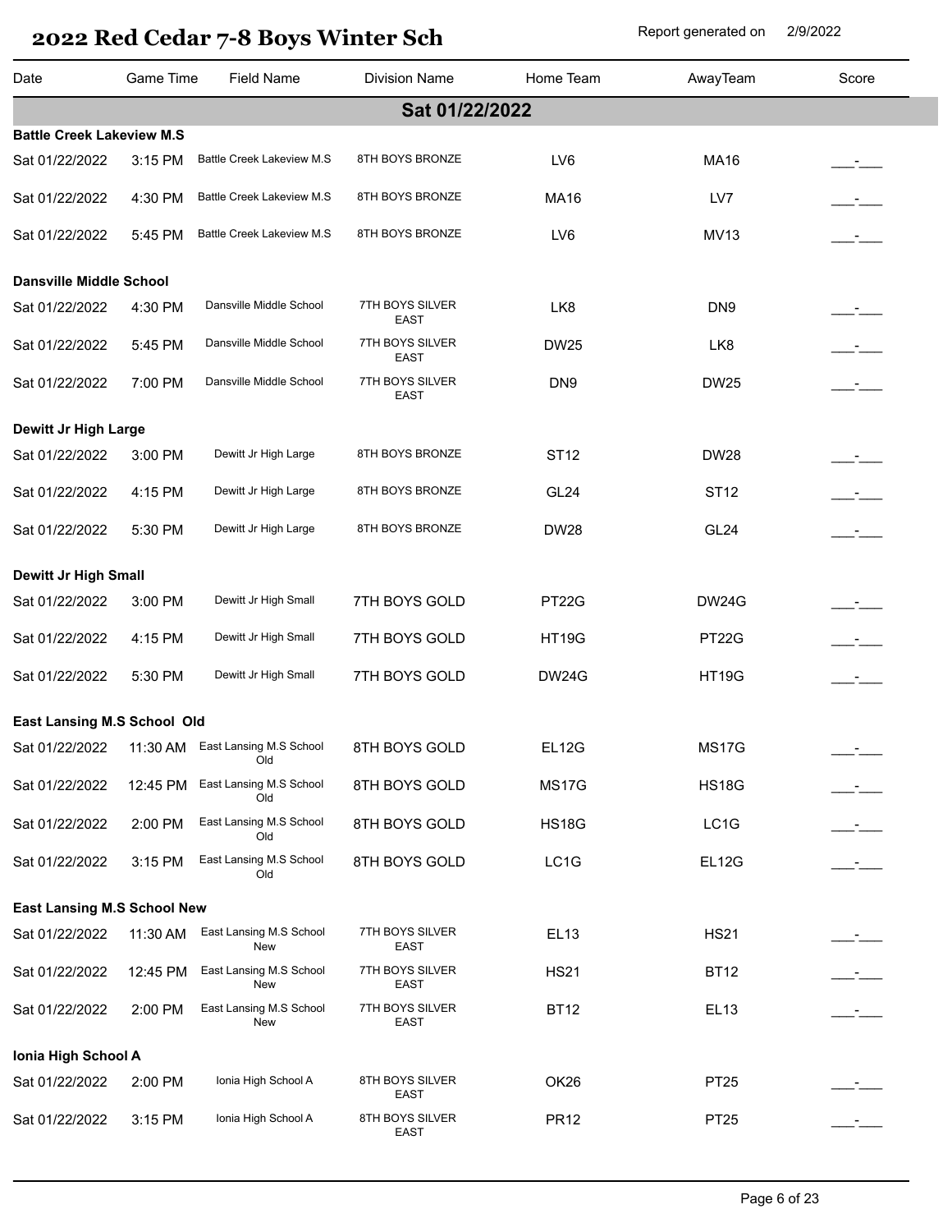# 2022 Red Cedar 7-8 Boys Winter Sch

Report generated on 2/9/2022

| Date | Game Time | Field Name | Division Name | Home Team | AwayTeam | Score |
|---|---|---|---|---|---|---|
| **Sat 01/22/2022** | | | | | | |
| **Battle Creek Lakeview M.S** | | | | | | |
| Sat 01/22/2022 | 3:15 PM | Battle Creek Lakeview M.S | 8TH BOYS BRONZE | LV6 | MA16 | ___-___ |
| Sat 01/22/2022 | 4:30 PM | Battle Creek Lakeview M.S | 8TH BOYS BRONZE | MA16 | LV7 | ___-___ |
| Sat 01/22/2022 | 5:45 PM | Battle Creek Lakeview M.S | 8TH BOYS BRONZE | LV6 | MV13 | ___-___ |
| **Dansville Middle School** | | | | | | |
| Sat 01/22/2022 | 4:30 PM | Dansville Middle School | 7TH BOYS SILVER EAST | LK8 | DN9 | ___-___ |
| Sat 01/22/2022 | 5:45 PM | Dansville Middle School | 7TH BOYS SILVER EAST | DW25 | LK8 | ___-___ |
| Sat 01/22/2022 | 7:00 PM | Dansville Middle School | 7TH BOYS SILVER EAST | DN9 | DW25 | ___-___ |
| **Dewitt Jr High Large** | | | | | | |
| Sat 01/22/2022 | 3:00 PM | Dewitt Jr High Large | 8TH BOYS BRONZE | ST12 | DW28 | ___-___ |
| Sat 01/22/2022 | 4:15 PM | Dewitt Jr High Large | 8TH BOYS BRONZE | GL24 | ST12 | ___-___ |
| Sat 01/22/2022 | 5:30 PM | Dewitt Jr High Large | 8TH BOYS BRONZE | DW28 | GL24 | ___-___ |
| **Dewitt Jr High Small** | | | | | | |
| Sat 01/22/2022 | 3:00 PM | Dewitt Jr High Small | 7TH BOYS GOLD | PT22G | DW24G | ___-___ |
| Sat 01/22/2022 | 4:15 PM | Dewitt Jr High Small | 7TH BOYS GOLD | HT19G | PT22G | ___-___ |
| Sat 01/22/2022 | 5:30 PM | Dewitt Jr High Small | 7TH BOYS GOLD | DW24G | HT19G | ___-___ |
| **East Lansing M.S School Old** | | | | | | |
| Sat 01/22/2022 | 11:30 AM | East Lansing M.S School Old | 8TH BOYS GOLD | EL12G | MS17G | ___-___ |
| Sat 01/22/2022 | 12:45 PM | East Lansing M.S School Old | 8TH BOYS GOLD | MS17G | HS18G | ___-___ |
| Sat 01/22/2022 | 2:00 PM | East Lansing M.S School Old | 8TH BOYS GOLD | HS18G | LC1G | ___-___ |
| Sat 01/22/2022 | 3:15 PM | East Lansing M.S School Old | 8TH BOYS GOLD | LC1G | EL12G | ___-___ |
| **East Lansing M.S School New** | | | | | | |
| Sat 01/22/2022 | 11:30 AM | East Lansing M.S School New | 7TH BOYS SILVER EAST | EL13 | HS21 | ___-___ |
| Sat 01/22/2022 | 12:45 PM | East Lansing M.S School New | 7TH BOYS SILVER EAST | HS21 | BT12 | ___-___ |
| Sat 01/22/2022 | 2:00 PM | East Lansing M.S School New | 7TH BOYS SILVER EAST | BT12 | EL13 | ___-___ |
| **Ionia High School A** | | | | | | |
| Sat 01/22/2022 | 2:00 PM | Ionia High School A | 8TH BOYS SILVER EAST | OK26 | PT25 | ___-___ |
| Sat 01/22/2022 | 3:15 PM | Ionia High School A | 8TH BOYS SILVER EAST | PR12 | PT25 | ___-___ |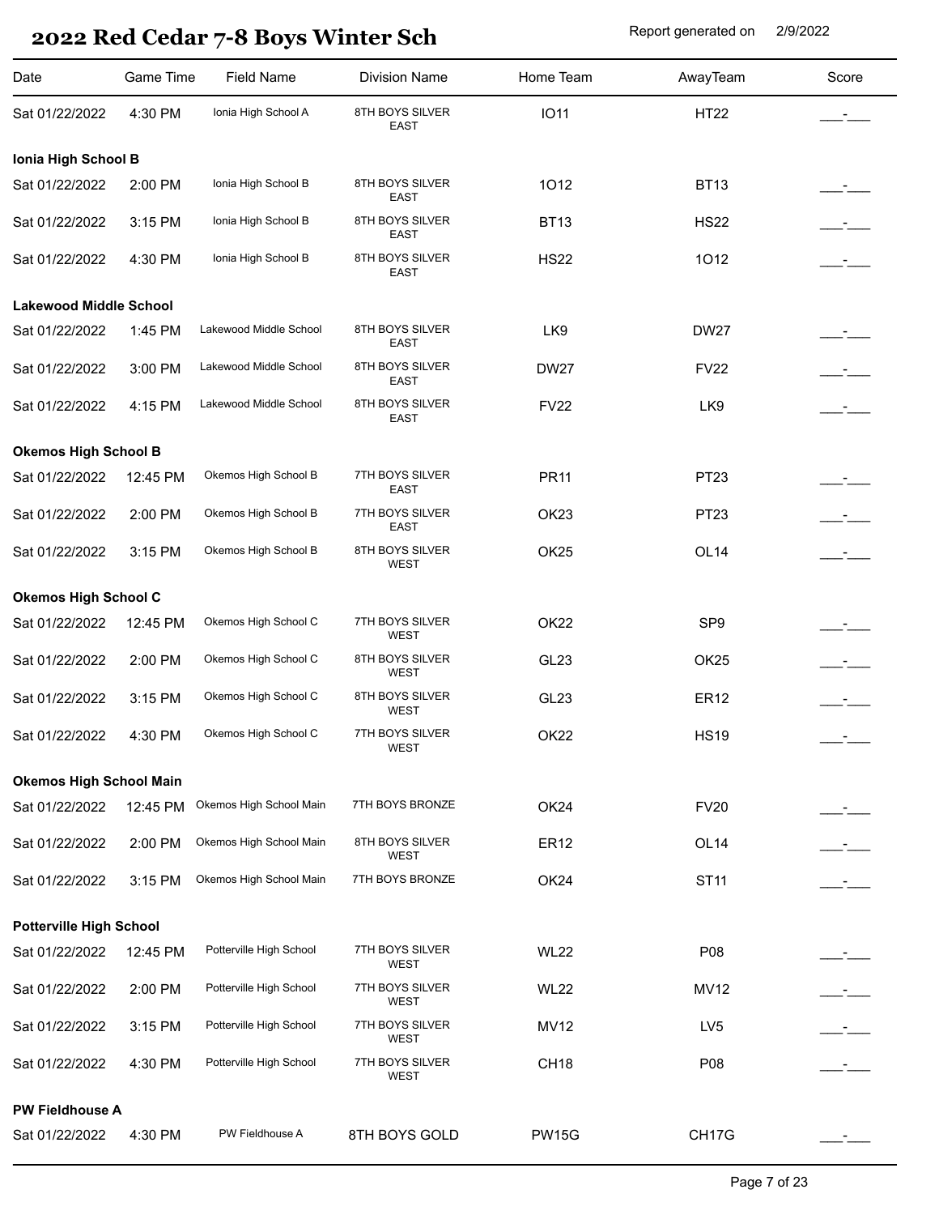# 2022 Red Cedar 7-8 Boys Winter Sch

Report generated on 2/9/2022

| Date | Game Time | Field Name | Division Name | Home Team | AwayTeam | Score |
|---|---|---|---|---|---|---|
| Sat 01/22/2022 | 4:30 PM | Ionia High School A | 8TH BOYS SILVER EAST | IO11 | HT22 | ___-___ |
| **Ionia High School B** | | | | | | |
| Sat 01/22/2022 | 2:00 PM | Ionia High School B | 8TH BOYS SILVER EAST | 1O12 | BT13 | ___-___ |
| Sat 01/22/2022 | 3:15 PM | Ionia High School B | 8TH BOYS SILVER EAST | BT13 | HS22 | ___-___ |
| Sat 01/22/2022 | 4:30 PM | Ionia High School B | 8TH BOYS SILVER EAST | HS22 | 1O12 | ___-___ |
| **Lakewood Middle School** | | | | | | |
| Sat 01/22/2022 | 1:45 PM | Lakewood Middle School | 8TH BOYS SILVER EAST | LK9 | DW27 | ___-___ |
| Sat 01/22/2022 | 3:00 PM | Lakewood Middle School | 8TH BOYS SILVER EAST | DW27 | FV22 | ___-___ |
| Sat 01/22/2022 | 4:15 PM | Lakewood Middle School | 8TH BOYS SILVER EAST | FV22 | LK9 | ___-___ |
| **Okemos High School B** | | | | | | |
| Sat 01/22/2022 | 12:45 PM | Okemos High School B | 7TH BOYS SILVER EAST | PR11 | PT23 | ___-___ |
| Sat 01/22/2022 | 2:00 PM | Okemos High School B | 7TH BOYS SILVER EAST | OK23 | PT23 | ___-___ |
| Sat 01/22/2022 | 3:15 PM | Okemos High School B | 8TH BOYS SILVER WEST | OK25 | OL14 | ___-___ |
| **Okemos High School C** | | | | | | |
| Sat 01/22/2022 | 12:45 PM | Okemos High School C | 7TH BOYS SILVER WEST | OK22 | SP9 | ___-___ |
| Sat 01/22/2022 | 2:00 PM | Okemos High School C | 8TH BOYS SILVER WEST | GL23 | OK25 | ___-___ |
| Sat 01/22/2022 | 3:15 PM | Okemos High School C | 8TH BOYS SILVER WEST | GL23 | ER12 | ___-___ |
| Sat 01/22/2022 | 4:30 PM | Okemos High School C | 7TH BOYS SILVER WEST | OK22 | HS19 | ___-___ |
| **Okemos High School Main** | | | | | | |
| Sat 01/22/2022 | 12:45 PM | Okemos High School Main | 7TH BOYS BRONZE | OK24 | FV20 | ___-___ |
| Sat 01/22/2022 | 2:00 PM | Okemos High School Main | 8TH BOYS SILVER WEST | ER12 | OL14 | ___-___ |
| Sat 01/22/2022 | 3:15 PM | Okemos High School Main | 7TH BOYS BRONZE | OK24 | ST11 | ___-___ |
| **Potterville High School** | | | | | | |
| Sat 01/22/2022 | 12:45 PM | Potterville High School | 7TH BOYS SILVER WEST | WL22 | P08 | ___-___ |
| Sat 01/22/2022 | 2:00 PM | Potterville High School | 7TH BOYS SILVER WEST | WL22 | MV12 | ___-___ |
| Sat 01/22/2022 | 3:15 PM | Potterville High School | 7TH BOYS SILVER WEST | MV12 | LV5 | ___-___ |
| Sat 01/22/2022 | 4:30 PM | Potterville High School | 7TH BOYS SILVER WEST | CH18 | P08 | ___-___ |
| **PW Fieldhouse A** | | | | | | |
| Sat 01/22/2022 | 4:30 PM | PW Fieldhouse A | 8TH BOYS GOLD | PW15G | CH17G | ___-___ |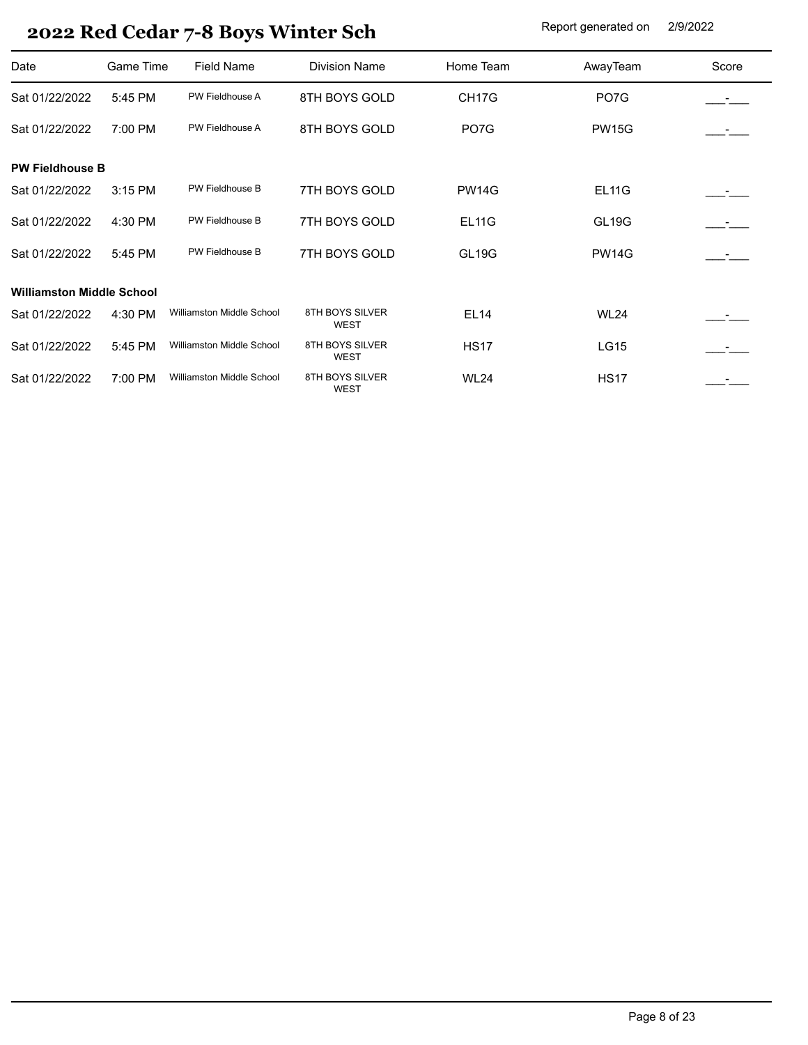# 2022 Red Cedar 7-8 Boys Winter Sch

Report generated on 2/9/2022

| Date | Game Time | Field Name | Division Name | Home Team | AwayTeam | Score |
|---|---|---|---|---|---|---|
| Sat 01/22/2022 | 5:45 PM | PW Fieldhouse A | 8TH BOYS GOLD | CH17G | PO7G | ___-___ |
| Sat 01/22/2022 | 7:00 PM | PW Fieldhouse A | 8TH BOYS GOLD | PO7G | PW15G | ___-___ |
| **PW Fieldhouse B** | | | | | | |
| Sat 01/22/2022 | 3:15 PM | PW Fieldhouse B | 7TH BOYS GOLD | PW14G | EL11G | ___-___ |
| Sat 01/22/2022 | 4:30 PM | PW Fieldhouse B | 7TH BOYS GOLD | EL11G | GL19G | ___-___ |
| Sat 01/22/2022 | 5:45 PM | PW Fieldhouse B | 7TH BOYS GOLD | GL19G | PW14G | ___-___ |
| **Williamston Middle School** | | | | | | |
| Sat 01/22/2022 | 4:30 PM | Williamston Middle School | 8TH BOYS SILVER WEST | EL14 | WL24 | ___-___ |
| Sat 01/22/2022 | 5:45 PM | Williamston Middle School | 8TH BOYS SILVER WEST | HS17 | LG15 | ___-___ |
| Sat 01/22/2022 | 7:00 PM | Williamston Middle School | 8TH BOYS SILVER WEST | WL24 | HS17 | ___-___ |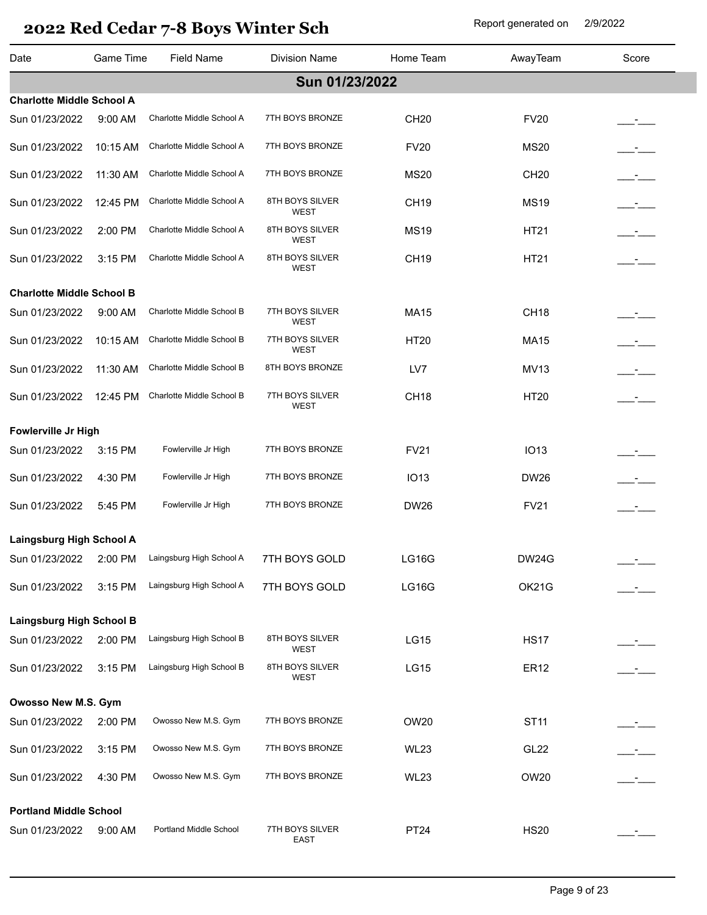# 2022 Red Cedar 7-8 Boys Winter Sch

Report generated on 2/9/2022

| Date | Game Time | Field Name | Division Name | Home Team | AwayTeam | Score |
|---|---|---|---|---|---|---|
| **Sun 01/23/2022** | | | | | | |
| **Charlotte Middle School A** | | | | | | |
| Sun 01/23/2022 | 9:00 AM | Charlotte Middle School A | 7TH BOYS BRONZE | CH20 | FV20 | ___-___ |
| Sun 01/23/2022 | 10:15 AM | Charlotte Middle School A | 7TH BOYS BRONZE | FV20 | MS20 | ___-___ |
| Sun 01/23/2022 | 11:30 AM | Charlotte Middle School A | 7TH BOYS BRONZE | MS20 | CH20 | ___-___ |
| Sun 01/23/2022 | 12:45 PM | Charlotte Middle School A | 8TH BOYS SILVER WEST | CH19 | MS19 | ___-___ |
| Sun 01/23/2022 | 2:00 PM | Charlotte Middle School A | 8TH BOYS SILVER WEST | MS19 | HT21 | ___-___ |
| Sun 01/23/2022 | 3:15 PM | Charlotte Middle School A | 8TH BOYS SILVER WEST | CH19 | HT21 | ___-___ |
| **Charlotte Middle School B** | | | | | | |
| Sun 01/23/2022 | 9:00 AM | Charlotte Middle School B | 7TH BOYS SILVER WEST | MA15 | CH18 | ___-___ |
| Sun 01/23/2022 | 10:15 AM | Charlotte Middle School B | 7TH BOYS SILVER WEST | HT20 | MA15 | ___-___ |
| Sun 01/23/2022 | 11:30 AM | Charlotte Middle School B | 8TH BOYS BRONZE | LV7 | MV13 | ___-___ |
| Sun 01/23/2022 | 12:45 PM | Charlotte Middle School B | 7TH BOYS SILVER WEST | CH18 | HT20 | ___-___ |
| **Fowlerville Jr High** | | | | | | |
| Sun 01/23/2022 | 3:15 PM | Fowlerville Jr High | 7TH BOYS BRONZE | FV21 | IO13 | ___-___ |
| Sun 01/23/2022 | 4:30 PM | Fowlerville Jr High | 7TH BOYS BRONZE | IO13 | DW26 | ___-___ |
| Sun 01/23/2022 | 5:45 PM | Fowlerville Jr High | 7TH BOYS BRONZE | DW26 | FV21 | ___-___ |
| **Laingsburg High School A** | | | | | | |
| Sun 01/23/2022 | 2:00 PM | Laingsburg High School A | 7TH BOYS GOLD | LG16G | DW24G | ___-___ |
| Sun 01/23/2022 | 3:15 PM | Laingsburg High School A | 7TH BOYS GOLD | LG16G | OK21G | ___-___ |
| **Laingsburg High School B** | | | | | | |
| Sun 01/23/2022 | 2:00 PM | Laingsburg High School B | 8TH BOYS SILVER WEST | LG15 | HS17 | ___-___ |
| Sun 01/23/2022 | 3:15 PM | Laingsburg High School B | 8TH BOYS SILVER WEST | LG15 | ER12 | ___-___ |
| **Owosso New M.S. Gym** | | | | | | |
| Sun 01/23/2022 | 2:00 PM | Owosso New M.S. Gym | 7TH BOYS BRONZE | OW20 | ST11 | ___-___ |
| Sun 01/23/2022 | 3:15 PM | Owosso New M.S. Gym | 7TH BOYS BRONZE | WL23 | GL22 | ___-___ |
| Sun 01/23/2022 | 4:30 PM | Owosso New M.S. Gym | 7TH BOYS BRONZE | WL23 | OW20 | ___-___ |
| **Portland Middle School** | | | | | | |
| Sun 01/23/2022 | 9:00 AM | Portland Middle School | 7TH BOYS SILVER EAST | PT24 | HS20 | ___-___ |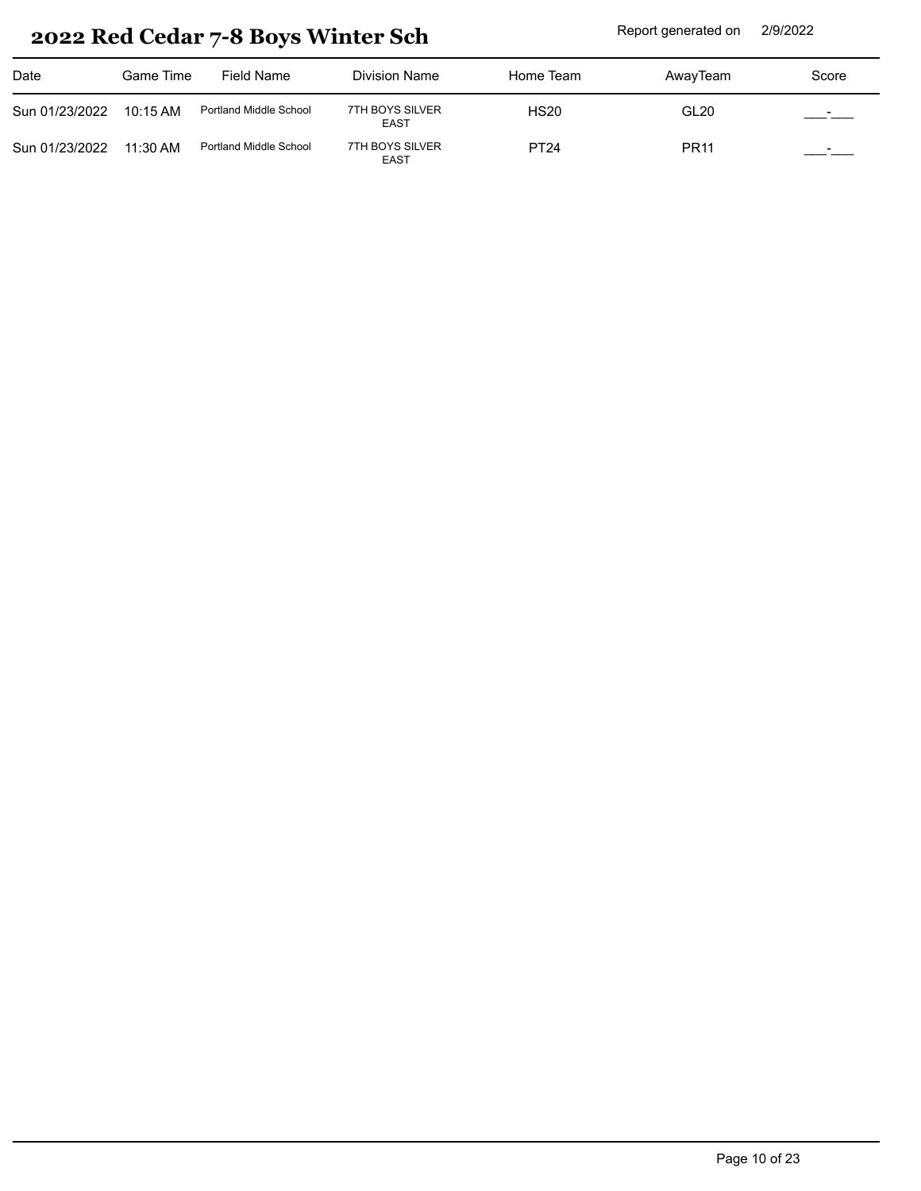# 2022 Red Cedar 7-8 Boys Winter Sch

Report generated on 2/9/2022

| Date | Game Time | Field Name | Division Name | Home Team | AwayTeam | Score |
|---|---|---|---|---|---|---|
| Sun 01/23/2022 | 10:15 AM | Portland Middle School | 7TH BOYS SILVER EAST | HS20 | GL20 | ___-___ |
| Sun 01/23/2022 | 11:30 AM | Portland Middle School | 7TH BOYS SILVER EAST | PT24 | PR11 | ___-___ |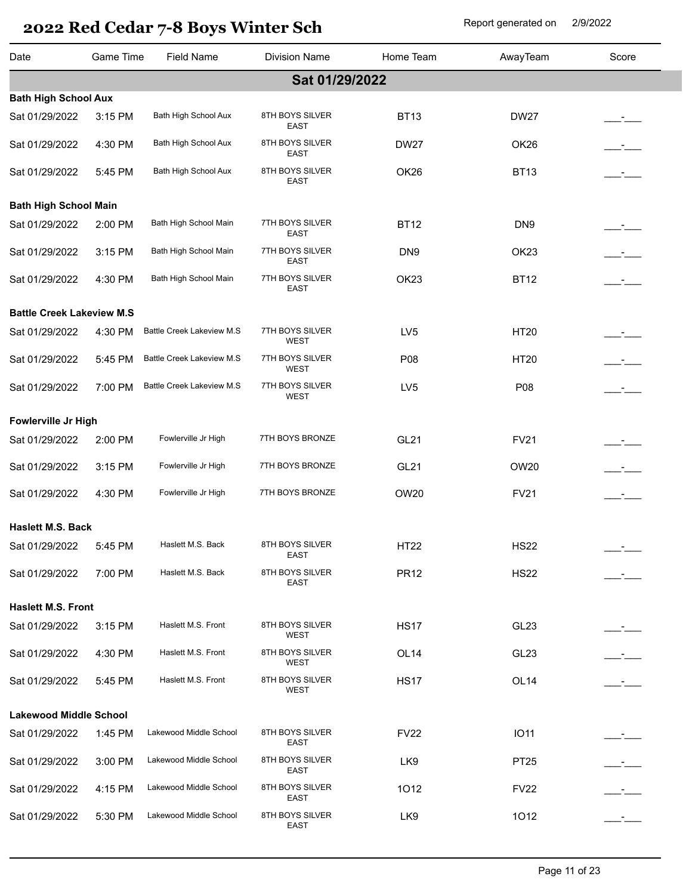# 2022 Red Cedar 7-8 Boys Winter Sch

Report generated on 2/9/2022

| Date | Game Time | Field Name | Division Name | Home Team | AwayTeam | Score |
|---|---|---|---|---|---|---|
| **Sat 01/29/2022** | | | | | | |
| **Bath High School Aux** | | | | | | |
| Sat 01/29/2022 | 3:15 PM | Bath High School Aux | 8TH BOYS SILVER EAST | BT13 | DW27 | ___-___ |
| Sat 01/29/2022 | 4:30 PM | Bath High School Aux | 8TH BOYS SILVER EAST | DW27 | OK26 | ___-___ |
| Sat 01/29/2022 | 5:45 PM | Bath High School Aux | 8TH BOYS SILVER EAST | OK26 | BT13 | ___-___ |
| **Bath High School Main** | | | | | | |
| Sat 01/29/2022 | 2:00 PM | Bath High School Main | 7TH BOYS SILVER EAST | BT12 | DN9 | ___-___ |
| Sat 01/29/2022 | 3:15 PM | Bath High School Main | 7TH BOYS SILVER EAST | DN9 | OK23 | ___-___ |
| Sat 01/29/2022 | 4:30 PM | Bath High School Main | 7TH BOYS SILVER EAST | OK23 | BT12 | ___-___ |
| **Battle Creek Lakeview M.S** | | | | | | |
| Sat 01/29/2022 | 4:30 PM | Battle Creek Lakeview M.S | 7TH BOYS SILVER WEST | LV5 | HT20 | ___-___ |
| Sat 01/29/2022 | 5:45 PM | Battle Creek Lakeview M.S | 7TH BOYS SILVER WEST | P08 | HT20 | ___-___ |
| Sat 01/29/2022 | 7:00 PM | Battle Creek Lakeview M.S | 7TH BOYS SILVER WEST | LV5 | P08 | ___-___ |
| **Fowlerville Jr High** | | | | | | |
| Sat 01/29/2022 | 2:00 PM | Fowlerville Jr High | 7TH BOYS BRONZE | GL21 | FV21 | ___-___ |
| Sat 01/29/2022 | 3:15 PM | Fowlerville Jr High | 7TH BOYS BRONZE | GL21 | OW20 | ___-___ |
| Sat 01/29/2022 | 4:30 PM | Fowlerville Jr High | 7TH BOYS BRONZE | OW20 | FV21 | ___-___ |
| **Haslett M.S. Back** | | | | | | |
| Sat 01/29/2022 | 5:45 PM | Haslett M.S. Back | 8TH BOYS SILVER EAST | HT22 | HS22 | ___-___ |
| Sat 01/29/2022 | 7:00 PM | Haslett M.S. Back | 8TH BOYS SILVER EAST | PR12 | HS22 | ___-___ |
| **Haslett M.S. Front** | | | | | | |
| Sat 01/29/2022 | 3:15 PM | Haslett M.S. Front | 8TH BOYS SILVER WEST | HS17 | GL23 | ___-___ |
| Sat 01/29/2022 | 4:30 PM | Haslett M.S. Front | 8TH BOYS SILVER WEST | OL14 | GL23 | ___-___ |
| Sat 01/29/2022 | 5:45 PM | Haslett M.S. Front | 8TH BOYS SILVER WEST | HS17 | OL14 | ___-___ |
| **Lakewood Middle School** | | | | | | |
| Sat 01/29/2022 | 1:45 PM | Lakewood Middle School | 8TH BOYS SILVER EAST | FV22 | IO11 | ___-___ |
| Sat 01/29/2022 | 3:00 PM | Lakewood Middle School | 8TH BOYS SILVER EAST | LK9 | PT25 | ___-___ |
| Sat 01/29/2022 | 4:15 PM | Lakewood Middle School | 8TH BOYS SILVER EAST | 1O12 | FV22 | ___-___ |
| Sat 01/29/2022 | 5:30 PM | Lakewood Middle School | 8TH BOYS SILVER EAST | LK9 | 1O12 | ___-___ |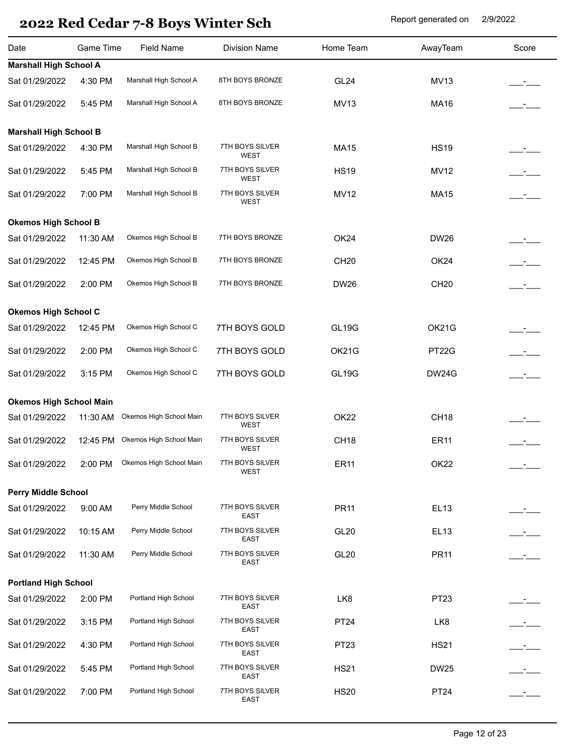# 2022 Red Cedar 7-8 Boys Winter Sch

Report generated on 2/9/2022

| Date | Game Time | Field Name | Division Name | Home Team | AwayTeam | Score |
|---|---|---|---|---|---|---|
| **Marshall High School A** | | | | | | |
| Sat 01/29/2022 | 4:30 PM | Marshall High School A | 8TH BOYS BRONZE | GL24 | MV13 | ___-___ |
| Sat 01/29/2022 | 5:45 PM | Marshall High School A | 8TH BOYS BRONZE | MV13 | MA16 | ___-___ |
| **Marshall High School B** | | | | | | |
| Sat 01/29/2022 | 4:30 PM | Marshall High School B | 7TH BOYS SILVER WEST | MA15 | HS19 | ___-___ |
| Sat 01/29/2022 | 5:45 PM | Marshall High School B | 7TH BOYS SILVER WEST | HS19 | MV12 | ___-___ |
| Sat 01/29/2022 | 7:00 PM | Marshall High School B | 7TH BOYS SILVER WEST | MV12 | MA15 | ___-___ |
| **Okemos High School B** | | | | | | |
| Sat 01/29/2022 | 11:30 AM | Okemos High School B | 7TH BOYS BRONZE | OK24 | DW26 | ___-___ |
| Sat 01/29/2022 | 12:45 PM | Okemos High School B | 7TH BOYS BRONZE | CH20 | OK24 | ___-___ |
| Sat 01/29/2022 | 2:00 PM | Okemos High School B | 7TH BOYS BRONZE | DW26 | CH20 | ___-___ |
| **Okemos High School C** | | | | | | |
| Sat 01/29/2022 | 12:45 PM | Okemos High School C | 7TH BOYS GOLD | GL19G | OK21G | ___-___ |
| Sat 01/29/2022 | 2:00 PM | Okemos High School C | 7TH BOYS GOLD | OK21G | PT22G | ___-___ |
| Sat 01/29/2022 | 3:15 PM | Okemos High School C | 7TH BOYS GOLD | GL19G | DW24G | ___-___ |
| **Okemos High School Main** | | | | | | |
| Sat 01/29/2022 | 11:30 AM | Okemos High School Main | 7TH BOYS SILVER WEST | OK22 | CH18 | ___-___ |
| Sat 01/29/2022 | 12:45 PM | Okemos High School Main | 7TH BOYS SILVER WEST | CH18 | ER11 | ___-___ |
| Sat 01/29/2022 | 2:00 PM | Okemos High School Main | 7TH BOYS SILVER WEST | ER11 | OK22 | ___-___ |
| **Perry Middle School** | | | | | | |
| Sat 01/29/2022 | 9:00 AM | Perry Middle School | 7TH BOYS SILVER EAST | PR11 | EL13 | ___-___ |
| Sat 01/29/2022 | 10:15 AM | Perry Middle School | 7TH BOYS SILVER EAST | GL20 | EL13 | ___-___ |
| Sat 01/29/2022 | 11:30 AM | Perry Middle School | 7TH BOYS SILVER EAST | GL20 | PR11 | ___-___ |
| **Portland High School** | | | | | | |
| Sat 01/29/2022 | 2:00 PM | Portland High School | 7TH BOYS SILVER EAST | LK8 | PT23 | ___-___ |
| Sat 01/29/2022 | 3:15 PM | Portland High School | 7TH BOYS SILVER EAST | PT24 | LK8 | ___-___ |
| Sat 01/29/2022 | 4:30 PM | Portland High School | 7TH BOYS SILVER EAST | PT23 | HS21 | ___-___ |
| Sat 01/29/2022 | 5:45 PM | Portland High School | 7TH BOYS SILVER EAST | HS21 | DW25 | ___-___ |
| Sat 01/29/2022 | 7:00 PM | Portland High School | 7TH BOYS SILVER EAST | HS20 | PT24 | ___-___ |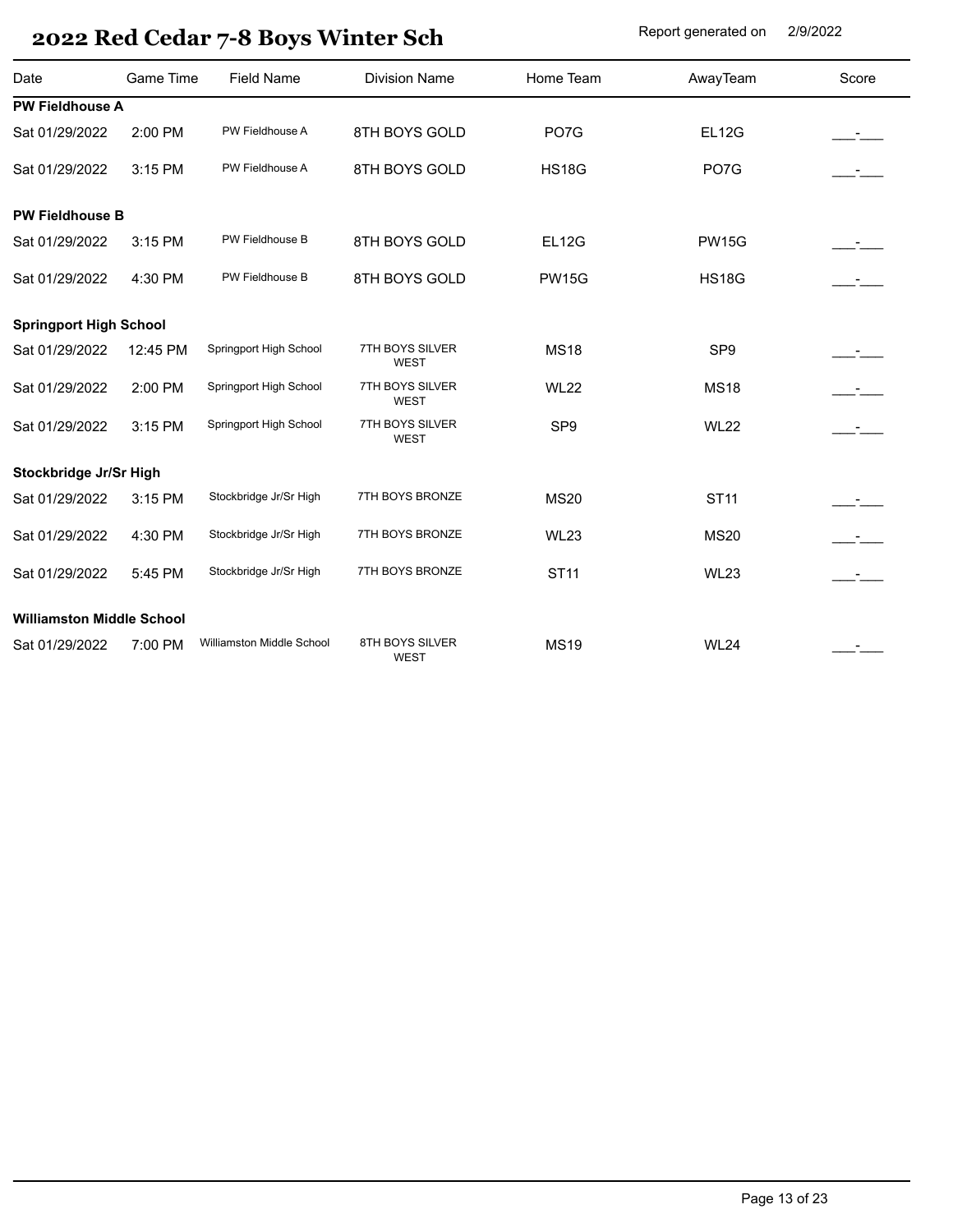# 2022 Red Cedar 7-8 Boys Winter Sch

Report generated on 2/9/2022

| Date | Game Time | Field Name | Division Name | Home Team | AwayTeam | Score |
|---|---|---|---|---|---|---|
| **PW Fieldhouse A** | | | | | | |
| Sat 01/29/2022 | 2:00 PM | PW Fieldhouse A | 8TH BOYS GOLD | PO7G | EL12G | \_\_\_-\_\_\_ |
| Sat 01/29/2022 | 3:15 PM | PW Fieldhouse A | 8TH BOYS GOLD | HS18G | PO7G | \_\_\_-\_\_\_ |
| **PW Fieldhouse B** | | | | | | |
| Sat 01/29/2022 | 3:15 PM | PW Fieldhouse B | 8TH BOYS GOLD | EL12G | PW15G | \_\_\_-\_\_\_ |
| Sat 01/29/2022 | 4:30 PM | PW Fieldhouse B | 8TH BOYS GOLD | PW15G | HS18G | \_\_\_-\_\_\_ |
| **Springport High School** | | | | | | |
| Sat 01/29/2022 | 12:45 PM | Springport High School | 7TH BOYS SILVER WEST | MS18 | SP9 | \_\_\_-\_\_\_ |
| Sat 01/29/2022 | 2:00 PM | Springport High School | 7TH BOYS SILVER WEST | WL22 | MS18 | \_\_\_-\_\_\_ |
| Sat 01/29/2022 | 3:15 PM | Springport High School | 7TH BOYS SILVER WEST | SP9 | WL22 | \_\_\_-\_\_\_ |
| **Stockbridge Jr/Sr High** | | | | | | |
| Sat 01/29/2022 | 3:15 PM | Stockbridge Jr/Sr High | 7TH BOYS BRONZE | MS20 | ST11 | \_\_\_-\_\_\_ |
| Sat 01/29/2022 | 4:30 PM | Stockbridge Jr/Sr High | 7TH BOYS BRONZE | WL23 | MS20 | \_\_\_-\_\_\_ |
| Sat 01/29/2022 | 5:45 PM | Stockbridge Jr/Sr High | 7TH BOYS BRONZE | ST11 | WL23 | \_\_\_-\_\_\_ |
| **Williamston Middle School** | | | | | | |
| Sat 01/29/2022 | 7:00 PM | Williamston Middle School | 8TH BOYS SILVER WEST | MS19 | WL24 | \_\_\_-\_\_\_ |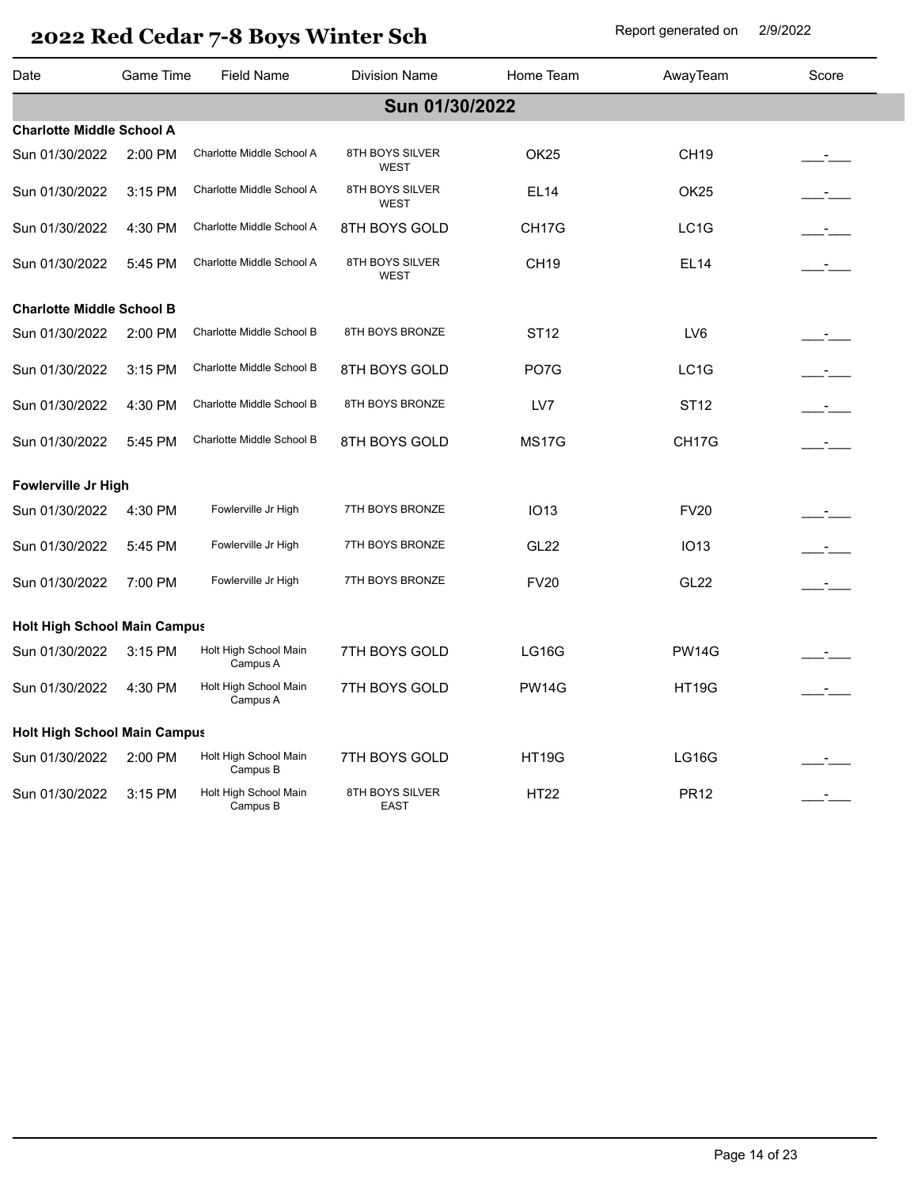# 2022 Red Cedar 7-8 Boys Winter Sch

Report generated on 2/9/2022

| Date | Game Time | Field Name | Division Name | Home Team | AwayTeam | Score |
|---|---|---|---|---|---|---|
| **Sun 01/30/2022** | | | | | | |
| **Charlotte Middle School A** | | | | | | |
| Sun 01/30/2022 | 2:00 PM | Charlotte Middle School A | 8TH BOYS SILVER WEST | OK25 | CH19 | ___-___ |
| Sun 01/30/2022 | 3:15 PM | Charlotte Middle School A | 8TH BOYS SILVER WEST | EL14 | OK25 | ___-___ |
| Sun 01/30/2022 | 4:30 PM | Charlotte Middle School A | 8TH BOYS GOLD | CH17G | LC1G | ___-___ |
| Sun 01/30/2022 | 5:45 PM | Charlotte Middle School A | 8TH BOYS SILVER WEST | CH19 | EL14 | ___-___ |
| **Charlotte Middle School B** | | | | | | |
| Sun 01/30/2022 | 2:00 PM | Charlotte Middle School B | 8TH BOYS BRONZE | ST12 | LV6 | ___-___ |
| Sun 01/30/2022 | 3:15 PM | Charlotte Middle School B | 8TH BOYS GOLD | PO7G | LC1G | ___-___ |
| Sun 01/30/2022 | 4:30 PM | Charlotte Middle School B | 8TH BOYS BRONZE | LV7 | ST12 | ___-___ |
| Sun 01/30/2022 | 5:45 PM | Charlotte Middle School B | 8TH BOYS GOLD | MS17G | CH17G | ___-___ |
| **Fowlerville Jr High** | | | | | | |
| Sun 01/30/2022 | 4:30 PM | Fowlerville Jr High | 7TH BOYS BRONZE | IO13 | FV20 | ___-___ |
| Sun 01/30/2022 | 5:45 PM | Fowlerville Jr High | 7TH BOYS BRONZE | GL22 | IO13 | ___-___ |
| Sun 01/30/2022 | 7:00 PM | Fowlerville Jr High | 7TH BOYS BRONZE | FV20 | GL22 | ___-___ |
| **Holt High School Main Campus** | | | | | | |
| Sun 01/30/2022 | 3:15 PM | Holt High School Main Campus A | 7TH BOYS GOLD | LG16G | PW14G | ___-___ |
| Sun 01/30/2022 | 4:30 PM | Holt High School Main Campus A | 7TH BOYS GOLD | PW14G | HT19G | ___-___ |
| **Holt High School Main Campus** | | | | | | |
| Sun 01/30/2022 | 2:00 PM | Holt High School Main Campus B | 7TH BOYS GOLD | HT19G | LG16G | ___-___ |
| Sun 01/30/2022 | 3:15 PM | Holt High School Main Campus B | 8TH BOYS SILVER EAST | HT22 | PR12 | ___-___ |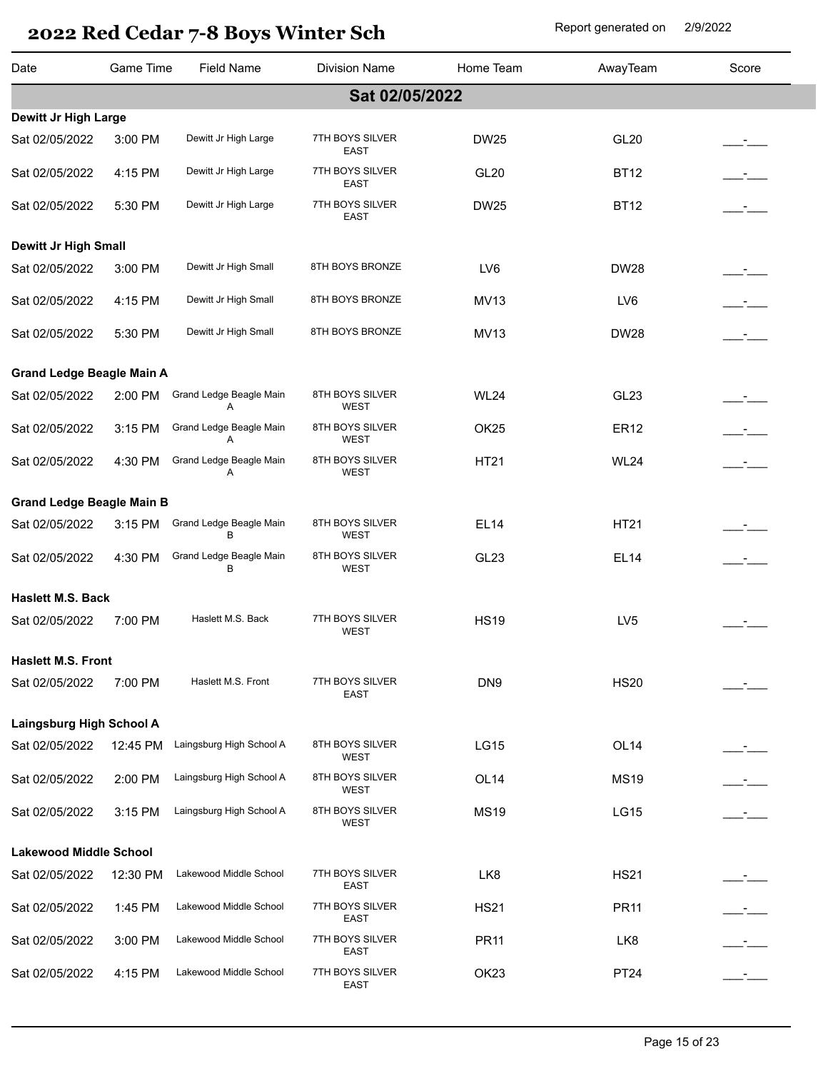# 2022 Red Cedar 7-8 Boys Winter Sch

Report generated on 2/9/2022

| Date | Game Time | Field Name | Division Name | Home Team | AwayTeam | Score |
|---|---|---|---|---|---|---|
| **Sat 02/05/2022** | | | | | | |
| **Dewitt Jr High Large** | | | | | | |
| Sat 02/05/2022 | 3:00 PM | Dewitt Jr High Large | 7TH BOYS SILVER EAST | DW25 | GL20 | ___-___ |
| Sat 02/05/2022 | 4:15 PM | Dewitt Jr High Large | 7TH BOYS SILVER EAST | GL20 | BT12 | ___-___ |
| Sat 02/05/2022 | 5:30 PM | Dewitt Jr High Large | 7TH BOYS SILVER EAST | DW25 | BT12 | ___-___ |
| **Dewitt Jr High Small** | | | | | | |
| Sat 02/05/2022 | 3:00 PM | Dewitt Jr High Small | 8TH BOYS BRONZE | LV6 | DW28 | ___-___ |
| Sat 02/05/2022 | 4:15 PM | Dewitt Jr High Small | 8TH BOYS BRONZE | MV13 | LV6 | ___-___ |
| Sat 02/05/2022 | 5:30 PM | Dewitt Jr High Small | 8TH BOYS BRONZE | MV13 | DW28 | ___-___ |
| **Grand Ledge Beagle Main A** | | | | | | |
| Sat 02/05/2022 | 2:00 PM | Grand Ledge Beagle Main A | 8TH BOYS SILVER WEST | WL24 | GL23 | ___-___ |
| Sat 02/05/2022 | 3:15 PM | Grand Ledge Beagle Main A | 8TH BOYS SILVER WEST | OK25 | ER12 | ___-___ |
| Sat 02/05/2022 | 4:30 PM | Grand Ledge Beagle Main A | 8TH BOYS SILVER WEST | HT21 | WL24 | ___-___ |
| **Grand Ledge Beagle Main B** | | | | | | |
| Sat 02/05/2022 | 3:15 PM | Grand Ledge Beagle Main B | 8TH BOYS SILVER WEST | EL14 | HT21 | ___-___ |
| Sat 02/05/2022 | 4:30 PM | Grand Ledge Beagle Main B | 8TH BOYS SILVER WEST | GL23 | EL14 | ___-___ |
| **Haslett M.S. Back** | | | | | | |
| Sat 02/05/2022 | 7:00 PM | Haslett M.S. Back | 7TH BOYS SILVER WEST | HS19 | LV5 | ___-___ |
| **Haslett M.S. Front** | | | | | | |
| Sat 02/05/2022 | 7:00 PM | Haslett M.S. Front | 7TH BOYS SILVER EAST | DN9 | HS20 | ___-___ |
| **Laingsburg High School A** | | | | | | |
| Sat 02/05/2022 | 12:45 PM | Laingsburg High School A | 8TH BOYS SILVER WEST | LG15 | OL14 | ___-___ |
| Sat 02/05/2022 | 2:00 PM | Laingsburg High School A | 8TH BOYS SILVER WEST | OL14 | MS19 | ___-___ |
| Sat 02/05/2022 | 3:15 PM | Laingsburg High School A | 8TH BOYS SILVER WEST | MS19 | LG15 | ___-___ |
| **Lakewood Middle School** | | | | | | |
| Sat 02/05/2022 | 12:30 PM | Lakewood Middle School | 7TH BOYS SILVER EAST | LK8 | HS21 | ___-___ |
| Sat 02/05/2022 | 1:45 PM | Lakewood Middle School | 7TH BOYS SILVER EAST | HS21 | PR11 | ___-___ |
| Sat 02/05/2022 | 3:00 PM | Lakewood Middle School | 7TH BOYS SILVER EAST | PR11 | LK8 | ___-___ |
| Sat 02/05/2022 | 4:15 PM | Lakewood Middle School | 7TH BOYS SILVER EAST | OK23 | PT24 | ___-___ |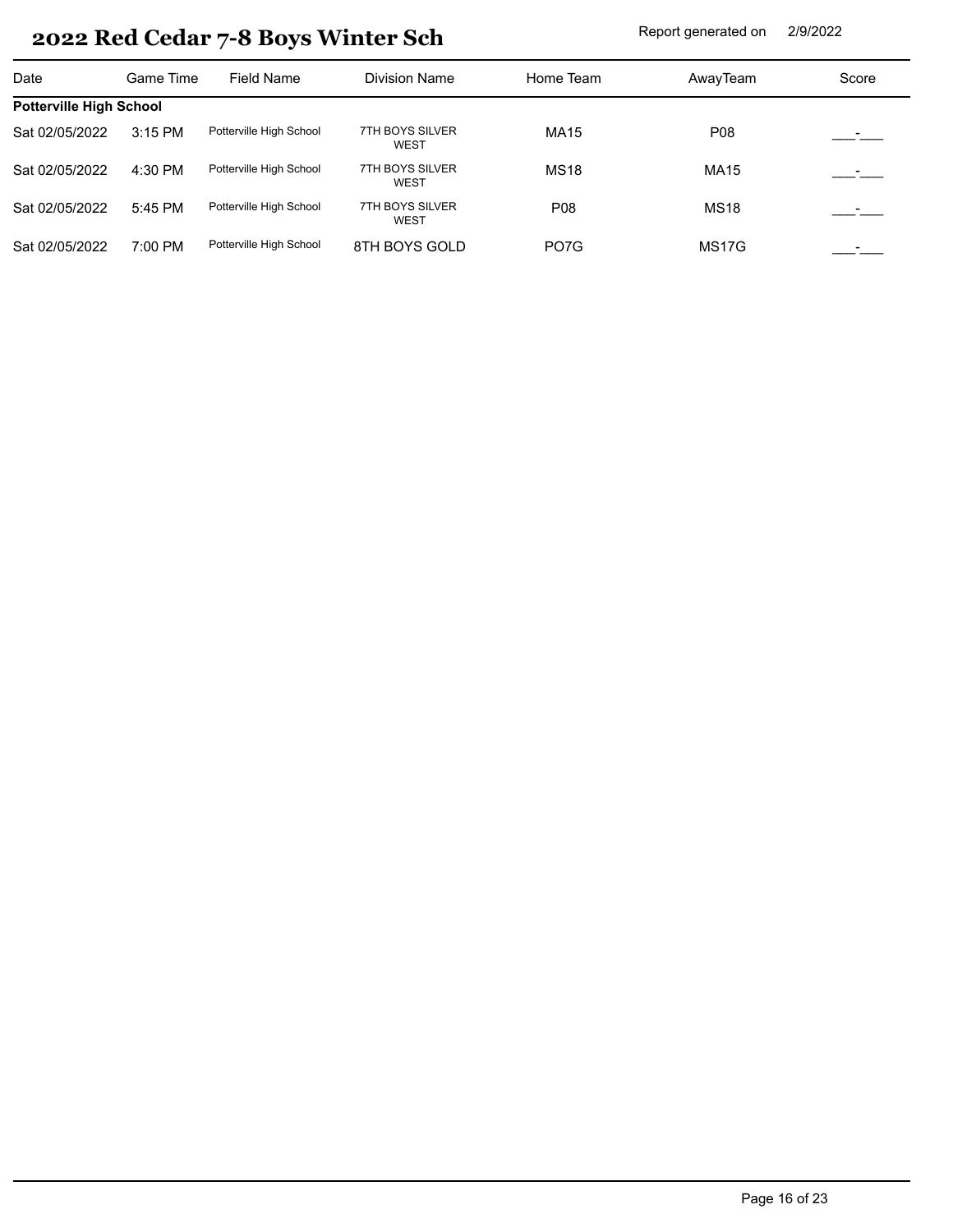# 2022 Red Cedar 7-8 Boys Winter Sch

Report generated on 2/9/2022

| Date | Game Time | Field Name | Division Name | Home Team | AwayTeam | Score |
|---|---|---|---|---|---|---|
| **Potterville High School** | | | | | | |
| Sat 02/05/2022 | 3:15 PM | Potterville High School | 7TH BOYS SILVER WEST | MA15 | P08 | ___-___ |
| Sat 02/05/2022 | 4:30 PM | Potterville High School | 7TH BOYS SILVER WEST | MS18 | MA15 | ___-___ |
| Sat 02/05/2022 | 5:45 PM | Potterville High School | 7TH BOYS SILVER WEST | P08 | MS18 | ___-___ |
| Sat 02/05/2022 | 7:00 PM | Potterville High School | 8TH BOYS GOLD | PO7G | MS17G | ___-___ |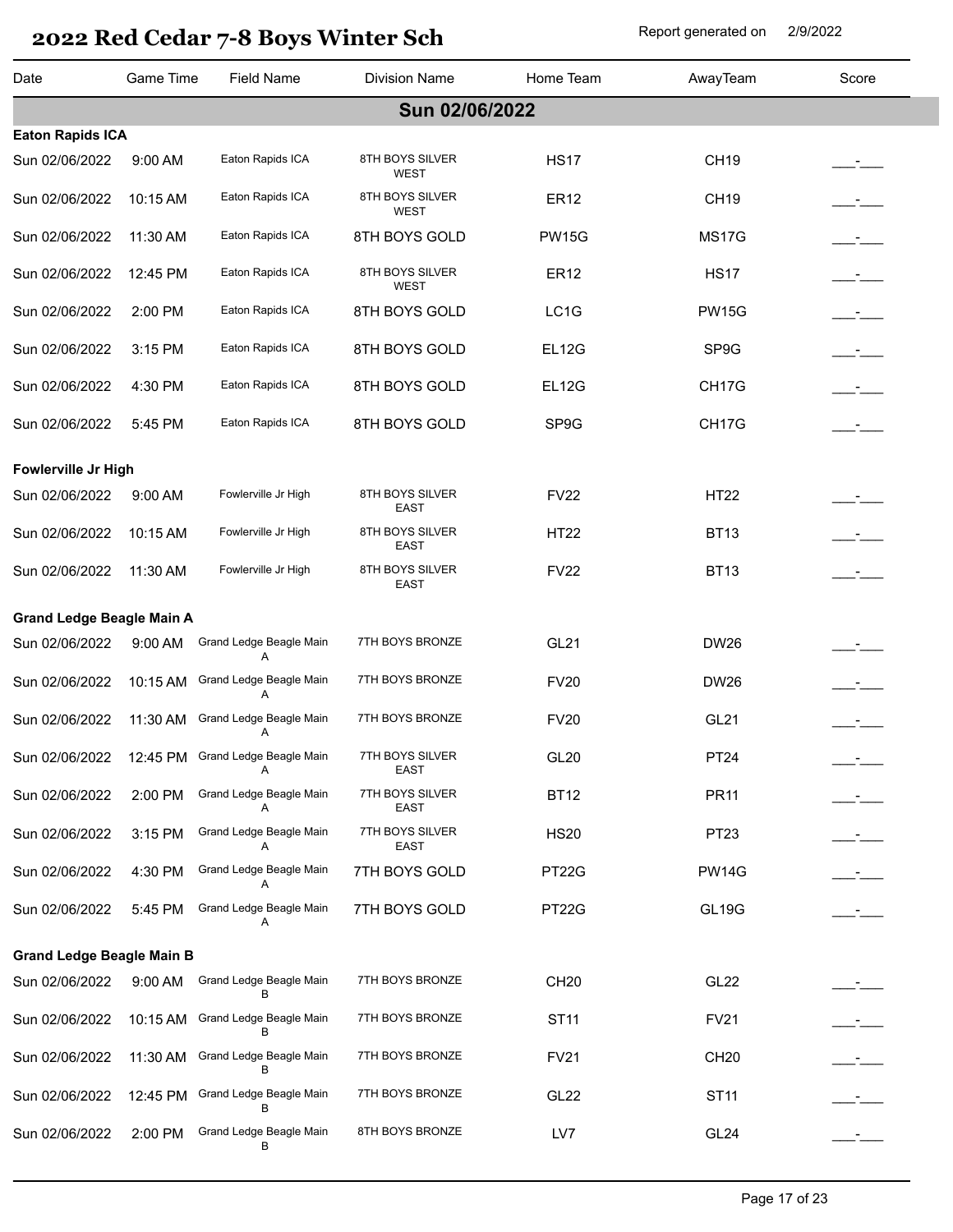# 2022 Red Cedar 7-8 Boys Winter Sch

Report generated on 2/9/2022

| Date | Game Time | Field Name | Division Name | Home Team | AwayTeam | Score |
|---|---|---|---|---|---|---|
| **Sun 02/06/2022** | | | | | | |
| **Eaton Rapids ICA** | | | | | | |
| Sun 02/06/2022 | 9:00 AM | Eaton Rapids ICA | 8TH BOYS SILVER WEST | HS17 | CH19 | ___-___ |
| Sun 02/06/2022 | 10:15 AM | Eaton Rapids ICA | 8TH BOYS SILVER WEST | ER12 | CH19 | ___-___ |
| Sun 02/06/2022 | 11:30 AM | Eaton Rapids ICA | 8TH BOYS GOLD | PW15G | MS17G | ___-___ |
| Sun 02/06/2022 | 12:45 PM | Eaton Rapids ICA | 8TH BOYS SILVER WEST | ER12 | HS17 | ___-___ |
| Sun 02/06/2022 | 2:00 PM | Eaton Rapids ICA | 8TH BOYS GOLD | LC1G | PW15G | ___-___ |
| Sun 02/06/2022 | 3:15 PM | Eaton Rapids ICA | 8TH BOYS GOLD | EL12G | SP9G | ___-___ |
| Sun 02/06/2022 | 4:30 PM | Eaton Rapids ICA | 8TH BOYS GOLD | EL12G | CH17G | ___-___ |
| Sun 02/06/2022 | 5:45 PM | Eaton Rapids ICA | 8TH BOYS GOLD | SP9G | CH17G | ___-___ |
| **Fowlerville Jr High** | | | | | | |
| Sun 02/06/2022 | 9:00 AM | Fowlerville Jr High | 8TH BOYS SILVER EAST | FV22 | HT22 | ___-___ |
| Sun 02/06/2022 | 10:15 AM | Fowlerville Jr High | 8TH BOYS SILVER EAST | HT22 | BT13 | ___-___ |
| Sun 02/06/2022 | 11:30 AM | Fowlerville Jr High | 8TH BOYS SILVER EAST | FV22 | BT13 | ___-___ |
| **Grand Ledge Beagle Main A** | | | | | | |
| Sun 02/06/2022 | 9:00 AM | Grand Ledge Beagle Main A | 7TH BOYS BRONZE | GL21 | DW26 | ___-___ |
| Sun 02/06/2022 | 10:15 AM | Grand Ledge Beagle Main A | 7TH BOYS BRONZE | FV20 | DW26 | ___-___ |
| Sun 02/06/2022 | 11:30 AM | Grand Ledge Beagle Main A | 7TH BOYS BRONZE | FV20 | GL21 | ___-___ |
| Sun 02/06/2022 | 12:45 PM | Grand Ledge Beagle Main A | 7TH BOYS SILVER EAST | GL20 | PT24 | ___-___ |
| Sun 02/06/2022 | 2:00 PM | Grand Ledge Beagle Main A | 7TH BOYS SILVER EAST | BT12 | PR11 | ___-___ |
| Sun 02/06/2022 | 3:15 PM | Grand Ledge Beagle Main A | 7TH BOYS SILVER EAST | HS20 | PT23 | ___-___ |
| Sun 02/06/2022 | 4:30 PM | Grand Ledge Beagle Main A | 7TH BOYS GOLD | PT22G | PW14G | ___-___ |
| Sun 02/06/2022 | 5:45 PM | Grand Ledge Beagle Main A | 7TH BOYS GOLD | PT22G | GL19G | ___-___ |
| **Grand Ledge Beagle Main B** | | | | | | |
| Sun 02/06/2022 | 9:00 AM | Grand Ledge Beagle Main B | 7TH BOYS BRONZE | CH20 | GL22 | ___-___ |
| Sun 02/06/2022 | 10:15 AM | Grand Ledge Beagle Main B | 7TH BOYS BRONZE | ST11 | FV21 | ___-___ |
| Sun 02/06/2022 | 11:30 AM | Grand Ledge Beagle Main B | 7TH BOYS BRONZE | FV21 | CH20 | ___-___ |
| Sun 02/06/2022 | 12:45 PM | Grand Ledge Beagle Main B | 7TH BOYS BRONZE | GL22 | ST11 | ___-___ |
| Sun 02/06/2022 | 2:00 PM | Grand Ledge Beagle Main B | 8TH BOYS BRONZE | LV7 | GL24 | ___-___ |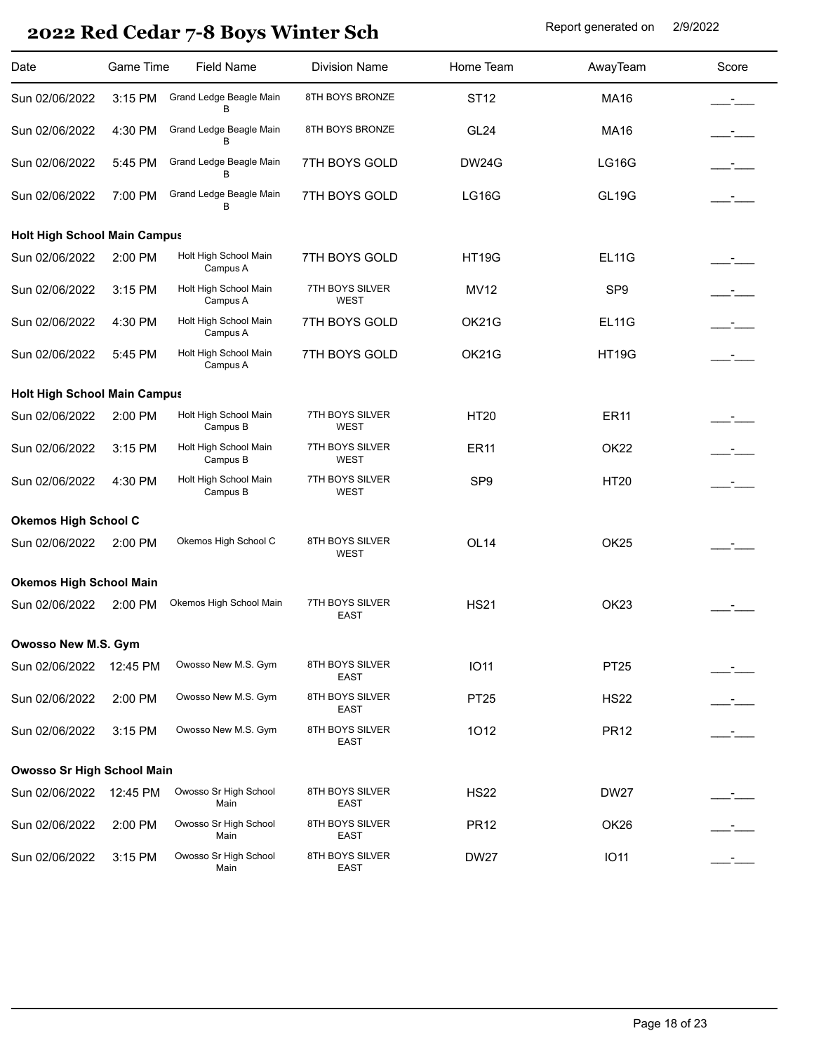# 2022 Red Cedar 7-8 Boys Winter Sch

Report generated on 2/9/2022

| Date | Game Time | Field Name | Division Name | Home Team | AwayTeam | Score |
|---|---|---|---|---|---|---|
| Sun 02/06/2022 | 3:15 PM | Grand Ledge Beagle Main B | 8TH BOYS BRONZE | ST12 | MA16 | \_\_\_-\_\_\_ |
| Sun 02/06/2022 | 4:30 PM | Grand Ledge Beagle Main B | 8TH BOYS BRONZE | GL24 | MA16 | \_\_\_-\_\_\_ |
| Sun 02/06/2022 | 5:45 PM | Grand Ledge Beagle Main B | 7TH BOYS GOLD | DW24G | LG16G | \_\_\_-\_\_\_ |
| Sun 02/06/2022 | 7:00 PM | Grand Ledge Beagle Main B | 7TH BOYS GOLD | LG16G | GL19G | \_\_\_-\_\_\_ |
| **Holt High School Main Campus** | | | | | | |
| Sun 02/06/2022 | 2:00 PM | Holt High School Main Campus A | 7TH BOYS GOLD | HT19G | EL11G | \_\_\_-\_\_\_ |
| Sun 02/06/2022 | 3:15 PM | Holt High School Main Campus A | 7TH BOYS SILVER WEST | MV12 | SP9 | \_\_\_-\_\_\_ |
| Sun 02/06/2022 | 4:30 PM | Holt High School Main Campus A | 7TH BOYS GOLD | OK21G | EL11G | \_\_\_-\_\_\_ |
| Sun 02/06/2022 | 5:45 PM | Holt High School Main Campus A | 7TH BOYS GOLD | OK21G | HT19G | \_\_\_-\_\_\_ |
| **Holt High School Main Campus** | | | | | | |
| Sun 02/06/2022 | 2:00 PM | Holt High School Main Campus B | 7TH BOYS SILVER WEST | HT20 | ER11 | \_\_\_-\_\_\_ |
| Sun 02/06/2022 | 3:15 PM | Holt High School Main Campus B | 7TH BOYS SILVER WEST | ER11 | OK22 | \_\_\_-\_\_\_ |
| Sun 02/06/2022 | 4:30 PM | Holt High School Main Campus B | 7TH BOYS SILVER WEST | SP9 | HT20 | \_\_\_-\_\_\_ |
| **Okemos High School C** | | | | | | |
| Sun 02/06/2022 | 2:00 PM | Okemos High School C | 8TH BOYS SILVER WEST | OL14 | OK25 | \_\_\_-\_\_\_ |
| **Okemos High School Main** | | | | | | |
| Sun 02/06/2022 | 2:00 PM | Okemos High School Main | 7TH BOYS SILVER EAST | HS21 | OK23 | \_\_\_-\_\_\_ |
| **Owosso New M.S. Gym** | | | | | | |
| Sun 02/06/2022 | 12:45 PM | Owosso New M.S. Gym | 8TH BOYS SILVER EAST | IO11 | PT25 | \_\_\_-\_\_\_ |
| Sun 02/06/2022 | 2:00 PM | Owosso New M.S. Gym | 8TH BOYS SILVER EAST | PT25 | HS22 | \_\_\_-\_\_\_ |
| Sun 02/06/2022 | 3:15 PM | Owosso New M.S. Gym | 8TH BOYS SILVER EAST | 1O12 | PR12 | \_\_\_-\_\_\_ |
| **Owosso Sr High School Main** | | | | | | |
| Sun 02/06/2022 | 12:45 PM | Owosso Sr High School Main | 8TH BOYS SILVER EAST | HS22 | DW27 | \_\_\_-\_\_\_ |
| Sun 02/06/2022 | 2:00 PM | Owosso Sr High School Main | 8TH BOYS SILVER EAST | PR12 | OK26 | \_\_\_-\_\_\_ |
| Sun 02/06/2022 | 3:15 PM | Owosso Sr High School Main | 8TH BOYS SILVER EAST | DW27 | IO11 | \_\_\_-\_\_\_ |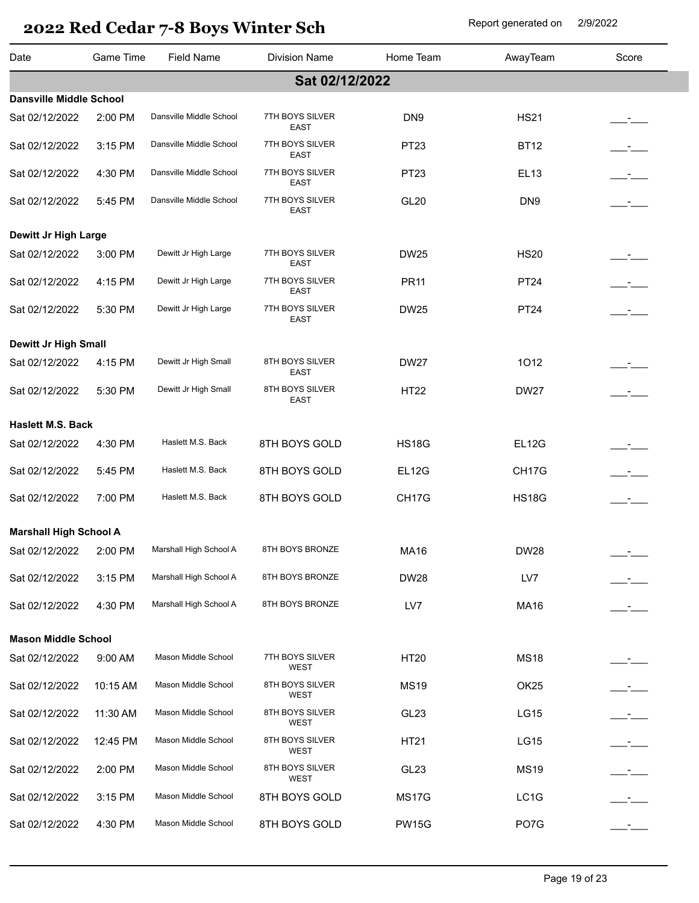# 2022 Red Cedar 7-8 Boys Winter Sch

Report generated on 2/9/2022

| Date | Game Time | Field Name | Division Name | Home Team | AwayTeam | Score |
|---|---|---|---|---|---|---|
| **Sat 02/12/2022** | | | | | | |
| **Dansville Middle School** | | | | | | |
| Sat 02/12/2022 | 2:00 PM | Dansville Middle School | 7TH BOYS SILVER EAST | DN9 | HS21 | ___-___ |
| Sat 02/12/2022 | 3:15 PM | Dansville Middle School | 7TH BOYS SILVER EAST | PT23 | BT12 | ___-___ |
| Sat 02/12/2022 | 4:30 PM | Dansville Middle School | 7TH BOYS SILVER EAST | PT23 | EL13 | ___-___ |
| Sat 02/12/2022 | 5:45 PM | Dansville Middle School | 7TH BOYS SILVER EAST | GL20 | DN9 | ___-___ |
| **Dewitt Jr High Large** | | | | | | |
| Sat 02/12/2022 | 3:00 PM | Dewitt Jr High Large | 7TH BOYS SILVER EAST | DW25 | HS20 | ___-___ |
| Sat 02/12/2022 | 4:15 PM | Dewitt Jr High Large | 7TH BOYS SILVER EAST | PR11 | PT24 | ___-___ |
| Sat 02/12/2022 | 5:30 PM | Dewitt Jr High Large | 7TH BOYS SILVER EAST | DW25 | PT24 | ___-___ |
| **Dewitt Jr High Small** | | | | | | |
| Sat 02/12/2022 | 4:15 PM | Dewitt Jr High Small | 8TH BOYS SILVER EAST | DW27 | 1O12 | ___-___ |
| Sat 02/12/2022 | 5:30 PM | Dewitt Jr High Small | 8TH BOYS SILVER EAST | HT22 | DW27 | ___-___ |
| **Haslett M.S. Back** | | | | | | |
| Sat 02/12/2022 | 4:30 PM | Haslett M.S. Back | 8TH BOYS GOLD | HS18G | EL12G | ___-___ |
| Sat 02/12/2022 | 5:45 PM | Haslett M.S. Back | 8TH BOYS GOLD | EL12G | CH17G | ___-___ |
| Sat 02/12/2022 | 7:00 PM | Haslett M.S. Back | 8TH BOYS GOLD | CH17G | HS18G | ___-___ |
| **Marshall High School A** | | | | | | |
| Sat 02/12/2022 | 2:00 PM | Marshall High School A | 8TH BOYS BRONZE | MA16 | DW28 | ___-___ |
| Sat 02/12/2022 | 3:15 PM | Marshall High School A | 8TH BOYS BRONZE | DW28 | LV7 | ___-___ |
| Sat 02/12/2022 | 4:30 PM | Marshall High School A | 8TH BOYS BRONZE | LV7 | MA16 | ___-___ |
| **Mason Middle School** | | | | | | |
| Sat 02/12/2022 | 9:00 AM | Mason Middle School | 7TH BOYS SILVER WEST | HT20 | MS18 | ___-___ |
| Sat 02/12/2022 | 10:15 AM | Mason Middle School | 8TH BOYS SILVER WEST | MS19 | OK25 | ___-___ |
| Sat 02/12/2022 | 11:30 AM | Mason Middle School | 8TH BOYS SILVER WEST | GL23 | LG15 | ___-___ |
| Sat 02/12/2022 | 12:45 PM | Mason Middle School | 8TH BOYS SILVER WEST | HT21 | LG15 | ___-___ |
| Sat 02/12/2022 | 2:00 PM | Mason Middle School | 8TH BOYS SILVER WEST | GL23 | MS19 | ___-___ |
| Sat 02/12/2022 | 3:15 PM | Mason Middle School | 8TH BOYS GOLD | MS17G | LC1G | ___-___ |
| Sat 02/12/2022 | 4:30 PM | Mason Middle School | 8TH BOYS GOLD | PW15G | PO7G | ___-___ |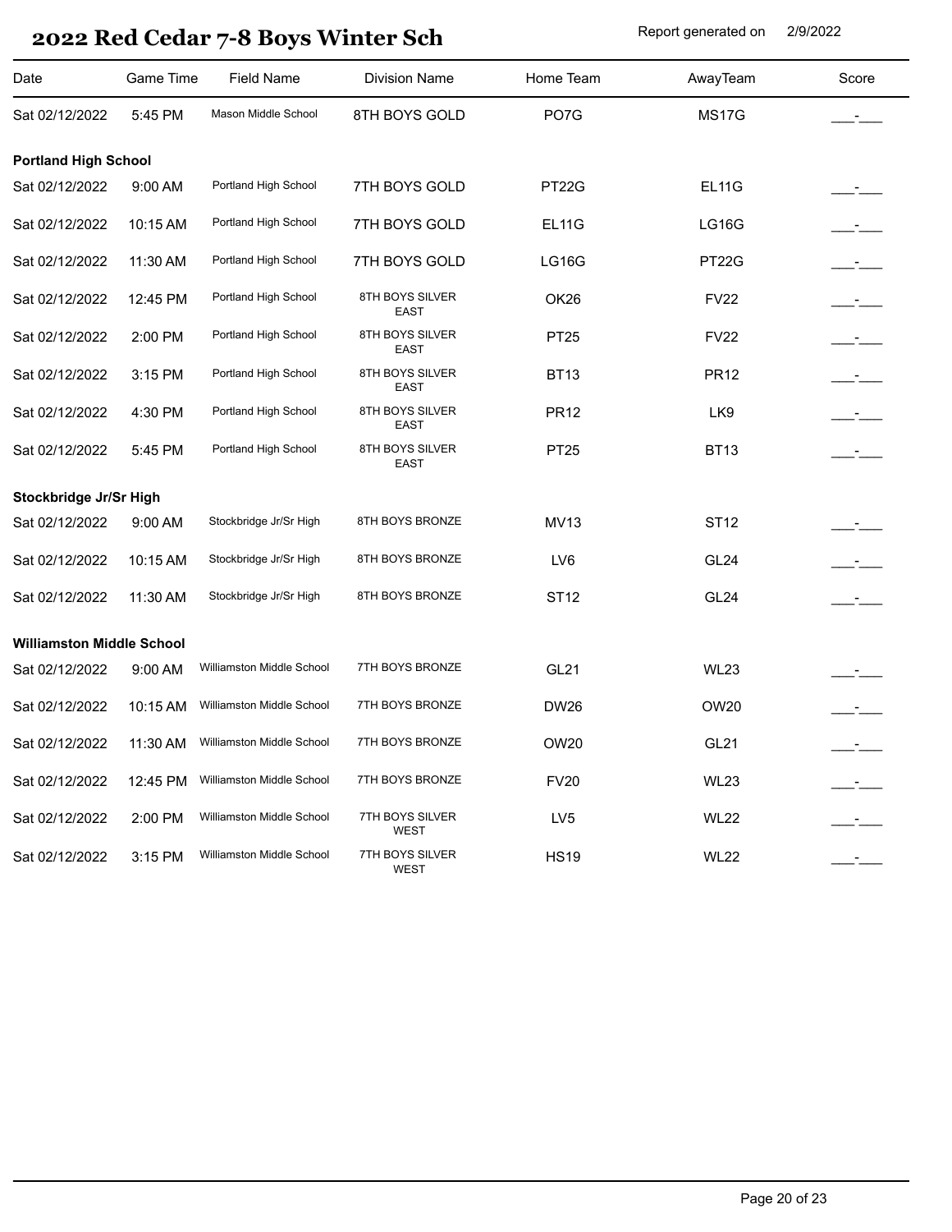# 2022 Red Cedar 7-8 Boys Winter Sch

Report generated on 2/9/2022

| Date | Game Time | Field Name | Division Name | Home Team | AwayTeam | Score |
|---|---|---|---|---|---|---|
| Sat 02/12/2022 | 5:45 PM | Mason Middle School | 8TH BOYS GOLD | PO7G | MS17G | ___-___ |
| **Portland High School** | | | | | | |
| Sat 02/12/2022 | 9:00 AM | Portland High School | 7TH BOYS GOLD | PT22G | EL11G | ___-___ |
| Sat 02/12/2022 | 10:15 AM | Portland High School | 7TH BOYS GOLD | EL11G | LG16G | ___-___ |
| Sat 02/12/2022 | 11:30 AM | Portland High School | 7TH BOYS GOLD | LG16G | PT22G | ___-___ |
| Sat 02/12/2022 | 12:45 PM | Portland High School | 8TH BOYS SILVER EAST | OK26 | FV22 | ___-___ |
| Sat 02/12/2022 | 2:00 PM | Portland High School | 8TH BOYS SILVER EAST | PT25 | FV22 | ___-___ |
| Sat 02/12/2022 | 3:15 PM | Portland High School | 8TH BOYS SILVER EAST | BT13 | PR12 | ___-___ |
| Sat 02/12/2022 | 4:30 PM | Portland High School | 8TH BOYS SILVER EAST | PR12 | LK9 | ___-___ |
| Sat 02/12/2022 | 5:45 PM | Portland High School | 8TH BOYS SILVER EAST | PT25 | BT13 | ___-___ |
| **Stockbridge Jr/Sr High** | | | | | | |
| Sat 02/12/2022 | 9:00 AM | Stockbridge Jr/Sr High | 8TH BOYS BRONZE | MV13 | ST12 | ___-___ |
| Sat 02/12/2022 | 10:15 AM | Stockbridge Jr/Sr High | 8TH BOYS BRONZE | LV6 | GL24 | ___-___ |
| Sat 02/12/2022 | 11:30 AM | Stockbridge Jr/Sr High | 8TH BOYS BRONZE | ST12 | GL24 | ___-___ |
| **Williamston Middle School** | | | | | | |
| Sat 02/12/2022 | 9:00 AM | Williamston Middle School | 7TH BOYS BRONZE | GL21 | WL23 | ___-___ |
| Sat 02/12/2022 | 10:15 AM | Williamston Middle School | 7TH BOYS BRONZE | DW26 | OW20 | ___-___ |
| Sat 02/12/2022 | 11:30 AM | Williamston Middle School | 7TH BOYS BRONZE | OW20 | GL21 | ___-___ |
| Sat 02/12/2022 | 12:45 PM | Williamston Middle School | 7TH BOYS BRONZE | FV20 | WL23 | ___-___ |
| Sat 02/12/2022 | 2:00 PM | Williamston Middle School | 7TH BOYS SILVER WEST | LV5 | WL22 | ___-___ |
| Sat 02/12/2022 | 3:15 PM | Williamston Middle School | 7TH BOYS SILVER WEST | HS19 | WL22 | ___-___ |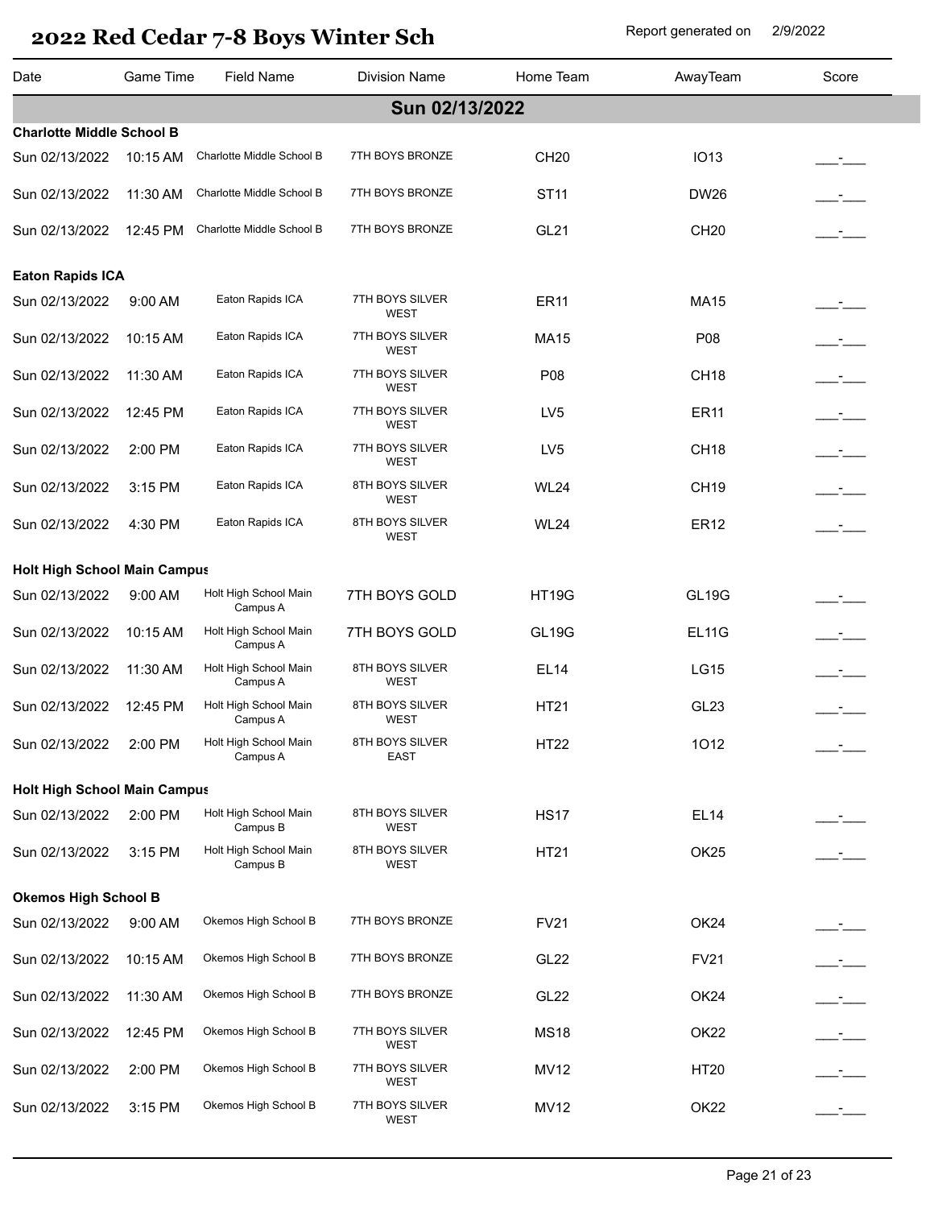# 2022 Red Cedar 7-8 Boys Winter Sch

Report generated on 2/9/2022

| Date | Game Time | Field Name | Division Name | Home Team | AwayTeam | Score |
|---|---|---|---|---|---|---|
| **Sun 02/13/2022** | | | | | | |
| **Charlotte Middle School B** | | | | | | |
| Sun 02/13/2022 | 10:15 AM | Charlotte Middle School B | 7TH BOYS BRONZE | CH20 | IO13 | ___-___ |
| Sun 02/13/2022 | 11:30 AM | Charlotte Middle School B | 7TH BOYS BRONZE | ST11 | DW26 | ___-___ |
| Sun 02/13/2022 | 12:45 PM | Charlotte Middle School B | 7TH BOYS BRONZE | GL21 | CH20 | ___-___ |
| **Eaton Rapids ICA** | | | | | | |
| Sun 02/13/2022 | 9:00 AM | Eaton Rapids ICA | 7TH BOYS SILVER WEST | ER11 | MA15 | ___-___ |
| Sun 02/13/2022 | 10:15 AM | Eaton Rapids ICA | 7TH BOYS SILVER WEST | MA15 | P08 | ___-___ |
| Sun 02/13/2022 | 11:30 AM | Eaton Rapids ICA | 7TH BOYS SILVER WEST | P08 | CH18 | ___-___ |
| Sun 02/13/2022 | 12:45 PM | Eaton Rapids ICA | 7TH BOYS SILVER WEST | LV5 | ER11 | ___-___ |
| Sun 02/13/2022 | 2:00 PM | Eaton Rapids ICA | 7TH BOYS SILVER WEST | LV5 | CH18 | ___-___ |
| Sun 02/13/2022 | 3:15 PM | Eaton Rapids ICA | 8TH BOYS SILVER WEST | WL24 | CH19 | ___-___ |
| Sun 02/13/2022 | 4:30 PM | Eaton Rapids ICA | 8TH BOYS SILVER WEST | WL24 | ER12 | ___-___ |
| **Holt High School Main Campus** | | | | | | |
| Sun 02/13/2022 | 9:00 AM | Holt High School Main Campus A | 7TH BOYS GOLD | HT19G | GL19G | ___-___ |
| Sun 02/13/2022 | 10:15 AM | Holt High School Main Campus A | 7TH BOYS GOLD | GL19G | EL11G | ___-___ |
| Sun 02/13/2022 | 11:30 AM | Holt High School Main Campus A | 8TH BOYS SILVER WEST | EL14 | LG15 | ___-___ |
| Sun 02/13/2022 | 12:45 PM | Holt High School Main Campus A | 8TH BOYS SILVER WEST | HT21 | GL23 | ___-___ |
| Sun 02/13/2022 | 2:00 PM | Holt High School Main Campus A | 8TH BOYS SILVER EAST | HT22 | 1O12 | ___-___ |
| **Holt High School Main Campus** | | | | | | |
| Sun 02/13/2022 | 2:00 PM | Holt High School Main Campus B | 8TH BOYS SILVER WEST | HS17 | EL14 | ___-___ |
| Sun 02/13/2022 | 3:15 PM | Holt High School Main Campus B | 8TH BOYS SILVER WEST | HT21 | OK25 | ___-___ |
| **Okemos High School B** | | | | | | |
| Sun 02/13/2022 | 9:00 AM | Okemos High School B | 7TH BOYS BRONZE | FV21 | OK24 | ___-___ |
| Sun 02/13/2022 | 10:15 AM | Okemos High School B | 7TH BOYS BRONZE | GL22 | FV21 | ___-___ |
| Sun 02/13/2022 | 11:30 AM | Okemos High School B | 7TH BOYS BRONZE | GL22 | OK24 | ___-___ |
| Sun 02/13/2022 | 12:45 PM | Okemos High School B | 7TH BOYS SILVER WEST | MS18 | OK22 | ___-___ |
| Sun 02/13/2022 | 2:00 PM | Okemos High School B | 7TH BOYS SILVER WEST | MV12 | HT20 | ___-___ |
| Sun 02/13/2022 | 3:15 PM | Okemos High School B | 7TH BOYS SILVER WEST | MV12 | OK22 | ___-___ |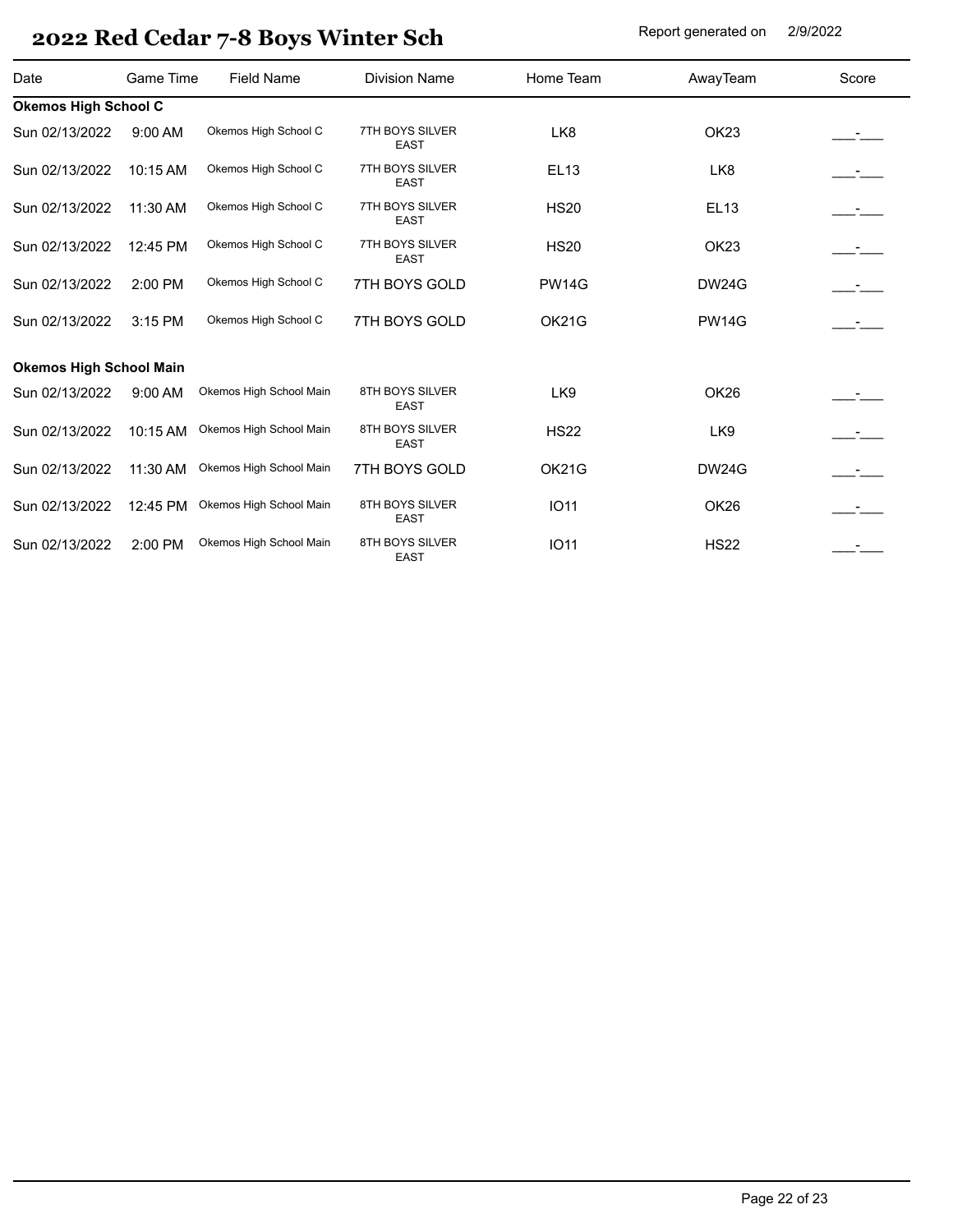# 2022 Red Cedar 7-8 Boys Winter Sch

Report generated on 2/9/2022

| Date | Game Time | Field Name | Division Name | Home Team | AwayTeam | Score |
|---|---|---|---|---|---|---|
| **Okemos High School C** | | | | | | |
| Sun 02/13/2022 | 9:00 AM | Okemos High School C | 7TH BOYS SILVER EAST | LK8 | OK23 | \_\_\_-\_\_\_ |
| Sun 02/13/2022 | 10:15 AM | Okemos High School C | 7TH BOYS SILVER EAST | EL13 | LK8 | \_\_\_-\_\_\_ |
| Sun 02/13/2022 | 11:30 AM | Okemos High School C | 7TH BOYS SILVER EAST | HS20 | EL13 | \_\_\_-\_\_\_ |
| Sun 02/13/2022 | 12:45 PM | Okemos High School C | 7TH BOYS SILVER EAST | HS20 | OK23 | \_\_\_-\_\_\_ |
| Sun 02/13/2022 | 2:00 PM | Okemos High School C | 7TH BOYS GOLD | PW14G | DW24G | \_\_\_-\_\_\_ |
| Sun 02/13/2022 | 3:15 PM | Okemos High School C | 7TH BOYS GOLD | OK21G | PW14G | \_\_\_-\_\_\_ |
| **Okemos High School Main** | | | | | | |
| Sun 02/13/2022 | 9:00 AM | Okemos High School Main | 8TH BOYS SILVER EAST | LK9 | OK26 | \_\_\_-\_\_\_ |
| Sun 02/13/2022 | 10:15 AM | Okemos High School Main | 8TH BOYS SILVER EAST | HS22 | LK9 | \_\_\_-\_\_\_ |
| Sun 02/13/2022 | 11:30 AM | Okemos High School Main | 7TH BOYS GOLD | OK21G | DW24G | \_\_\_-\_\_\_ |
| Sun 02/13/2022 | 12:45 PM | Okemos High School Main | 8TH BOYS SILVER EAST | IO11 | OK26 | \_\_\_-\_\_\_ |
| Sun 02/13/2022 | 2:00 PM | Okemos High School Main | 8TH BOYS SILVER EAST | IO11 | HS22 | \_\_\_-\_\_\_ |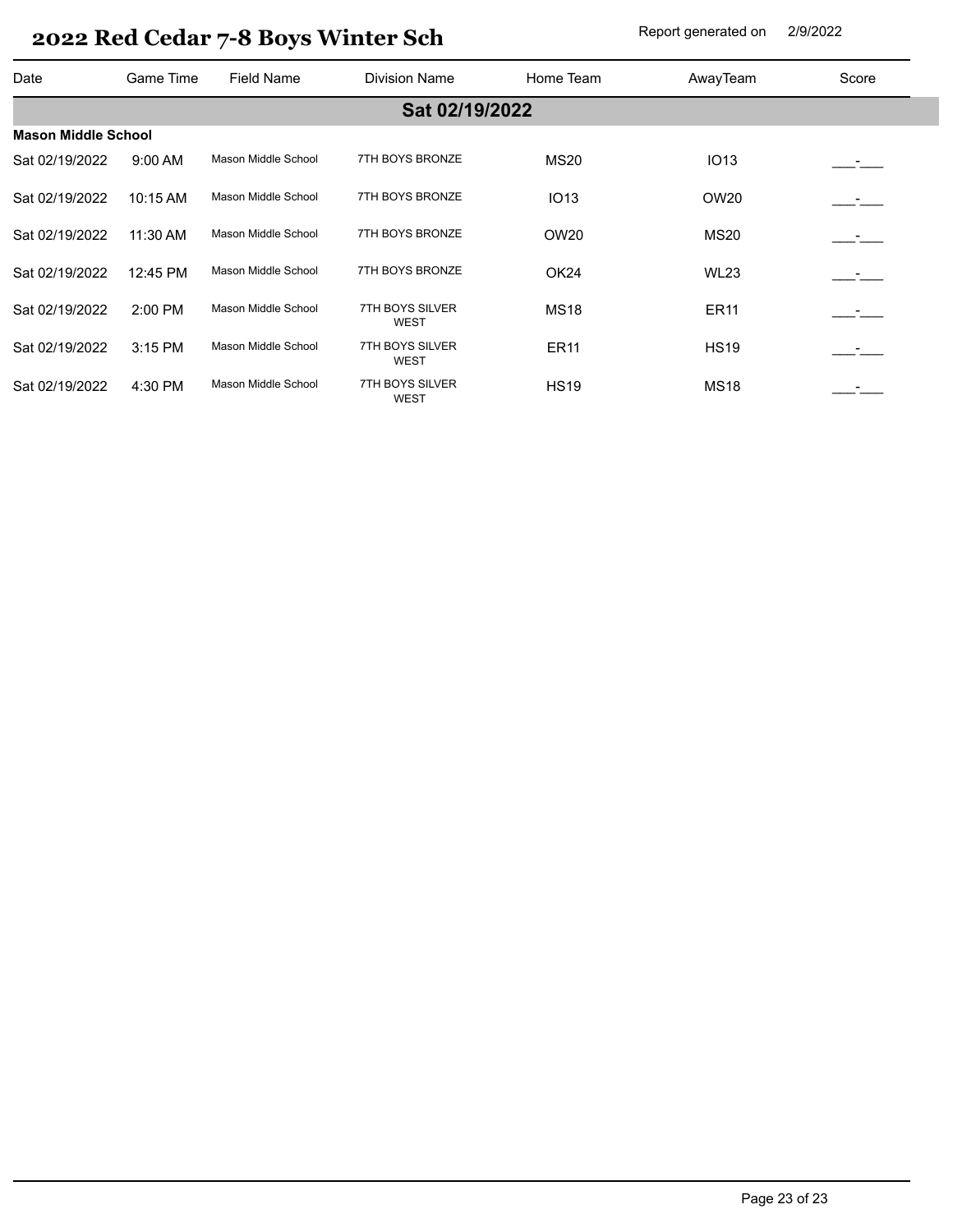# 2022 Red Cedar 7-8 Boys Winter Sch

Report generated on 2/9/2022

| Date | Game Time | Field Name | Division Name | Home Team | AwayTeam | Score |
|---|---|---|---|---|---|---|
| **Sat 02/19/2022** | | | | | | |
| **Mason Middle School** | | | | | | |
| Sat 02/19/2022 | 9:00 AM | Mason Middle School | 7TH BOYS BRONZE | MS20 | IO13 | ___-___ |
| Sat 02/19/2022 | 10:15 AM | Mason Middle School | 7TH BOYS BRONZE | IO13 | OW20 | ___-___ |
| Sat 02/19/2022 | 11:30 AM | Mason Middle School | 7TH BOYS BRONZE | OW20 | MS20 | ___-___ |
| Sat 02/19/2022 | 12:45 PM | Mason Middle School | 7TH BOYS BRONZE | OK24 | WL23 | ___-___ |
| Sat 02/19/2022 | 2:00 PM | Mason Middle School | 7TH BOYS SILVER WEST | MS18 | ER11 | ___-___ |
| Sat 02/19/2022 | 3:15 PM | Mason Middle School | 7TH BOYS SILVER WEST | ER11 | HS19 | ___-___ |
| Sat 02/19/2022 | 4:30 PM | Mason Middle School | 7TH BOYS SILVER WEST | HS19 | MS18 | ___-___ |